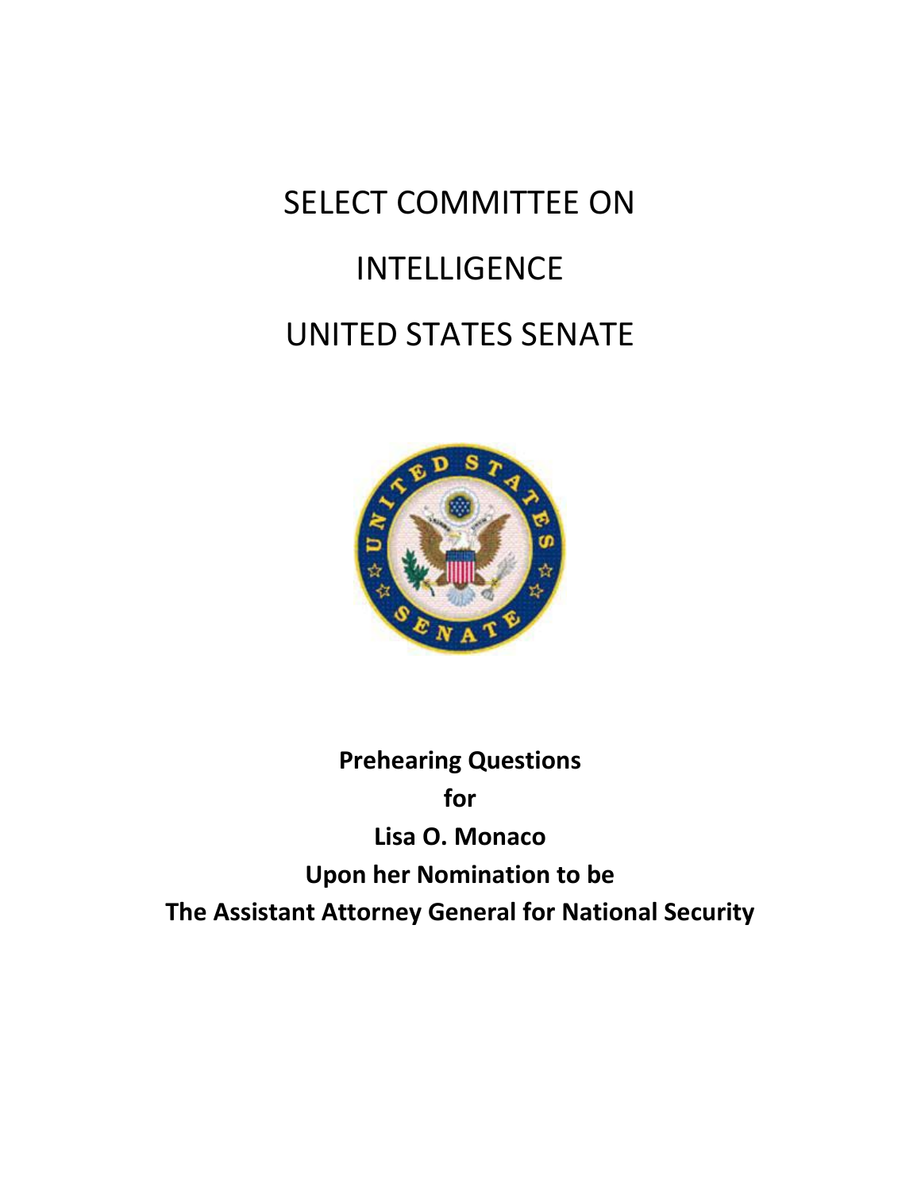# SELECT COMMITTEE ON INTELLIGENCE UNITED STATES SENATE

**Prehearing Questions**
**for**
**Lisa O. Monaco**
**Upon her Nomination to be**
**The Assistant Attorney General for National Security**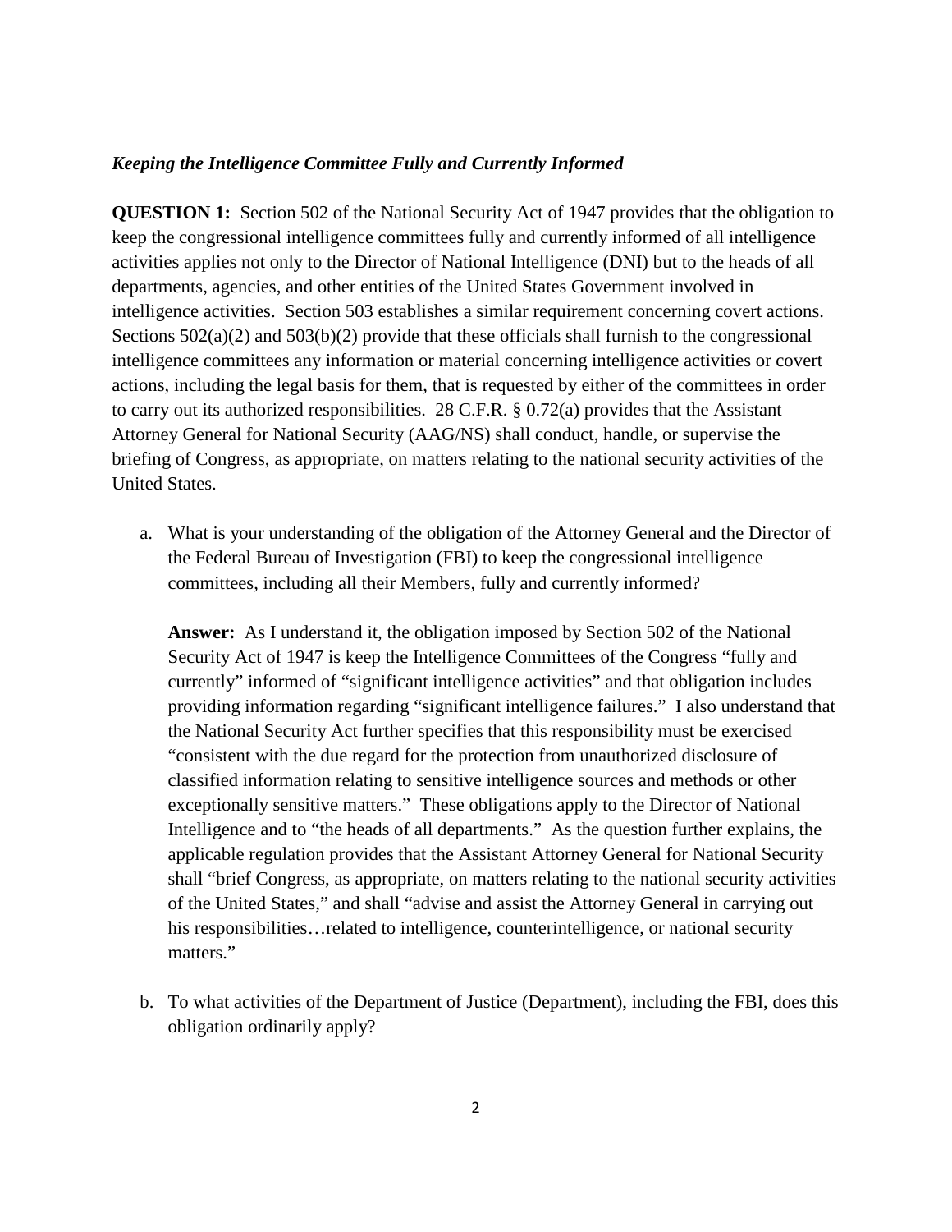***Keeping the Intelligence Committee Fully and Currently Informed***

**QUESTION 1:** Section 502 of the National Security Act of 1947 provides that the obligation to keep the congressional intelligence committees fully and currently informed of all intelligence activities applies not only to the Director of National Intelligence (DNI) but to the heads of all departments, agencies, and other entities of the United States Government involved in intelligence activities. Section 503 establishes a similar requirement concerning covert actions. Sections 502(a)(2) and 503(b)(2) provide that these officials shall furnish to the congressional intelligence committees any information or material concerning intelligence activities or covert actions, including the legal basis for them, that is requested by either of the committees in order to carry out its authorized responsibilities. 28 C.F.R. § 0.72(a) provides that the Assistant Attorney General for National Security (AAG/NS) shall conduct, handle, or supervise the briefing of Congress, as appropriate, on matters relating to the national security activities of the United States.

a. What is your understanding of the obligation of the Attorney General and the Director of the Federal Bureau of Investigation (FBI) to keep the congressional intelligence committees, including all their Members, fully and currently informed?

   **Answer:** As I understand it, the obligation imposed by Section 502 of the National Security Act of 1947 is keep the Intelligence Committees of the Congress "fully and currently" informed of "significant intelligence activities" and that obligation includes providing information regarding "significant intelligence failures." I also understand that the National Security Act further specifies that this responsibility must be exercised "consistent with the due regard for the protection from unauthorized disclosure of classified information relating to sensitive intelligence sources and methods or other exceptionally sensitive matters." These obligations apply to the Director of National Intelligence and to "the heads of all departments." As the question further explains, the applicable regulation provides that the Assistant Attorney General for National Security shall "brief Congress, as appropriate, on matters relating to the national security activities of the United States," and shall "advise and assist the Attorney General in carrying out his responsibilities…related to intelligence, counterintelligence, or national security matters."

b. To what activities of the Department of Justice (Department), including the FBI, does this obligation ordinarily apply?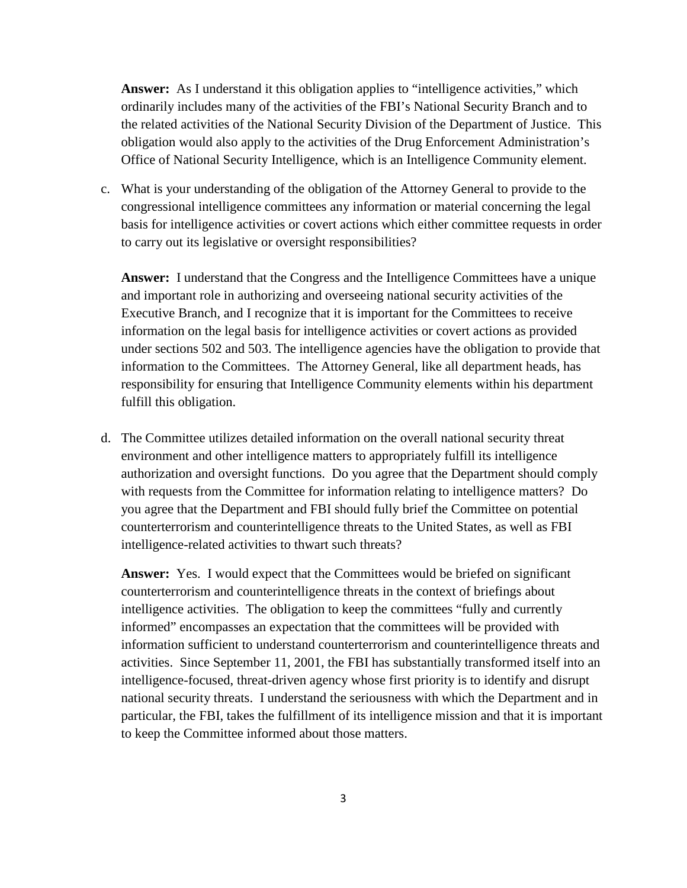**Answer:** As I understand it this obligation applies to "intelligence activities," which ordinarily includes many of the activities of the FBI's National Security Branch and to the related activities of the National Security Division of the Department of Justice. This obligation would also apply to the activities of the Drug Enforcement Administration's Office of National Security Intelligence, which is an Intelligence Community element.

c. What is your understanding of the obligation of the Attorney General to provide to the congressional intelligence committees any information or material concerning the legal basis for intelligence activities or covert actions which either committee requests in order to carry out its legislative or oversight responsibilities?

**Answer:** I understand that the Congress and the Intelligence Committees have a unique and important role in authorizing and overseeing national security activities of the Executive Branch, and I recognize that it is important for the Committees to receive information on the legal basis for intelligence activities or covert actions as provided under sections 502 and 503. The intelligence agencies have the obligation to provide that information to the Committees. The Attorney General, like all department heads, has responsibility for ensuring that Intelligence Community elements within his department fulfill this obligation.

d. The Committee utilizes detailed information on the overall national security threat environment and other intelligence matters to appropriately fulfill its intelligence authorization and oversight functions. Do you agree that the Department should comply with requests from the Committee for information relating to intelligence matters? Do you agree that the Department and FBI should fully brief the Committee on potential counterterrorism and counterintelligence threats to the United States, as well as FBI intelligence-related activities to thwart such threats?

**Answer:** Yes. I would expect that the Committees would be briefed on significant counterterrorism and counterintelligence threats in the context of briefings about intelligence activities. The obligation to keep the committees "fully and currently informed" encompasses an expectation that the committees will be provided with information sufficient to understand counterterrorism and counterintelligence threats and activities. Since September 11, 2001, the FBI has substantially transformed itself into an intelligence-focused, threat-driven agency whose first priority is to identify and disrupt national security threats. I understand the seriousness with which the Department and in particular, the FBI, takes the fulfillment of its intelligence mission and that it is important to keep the Committee informed about those matters.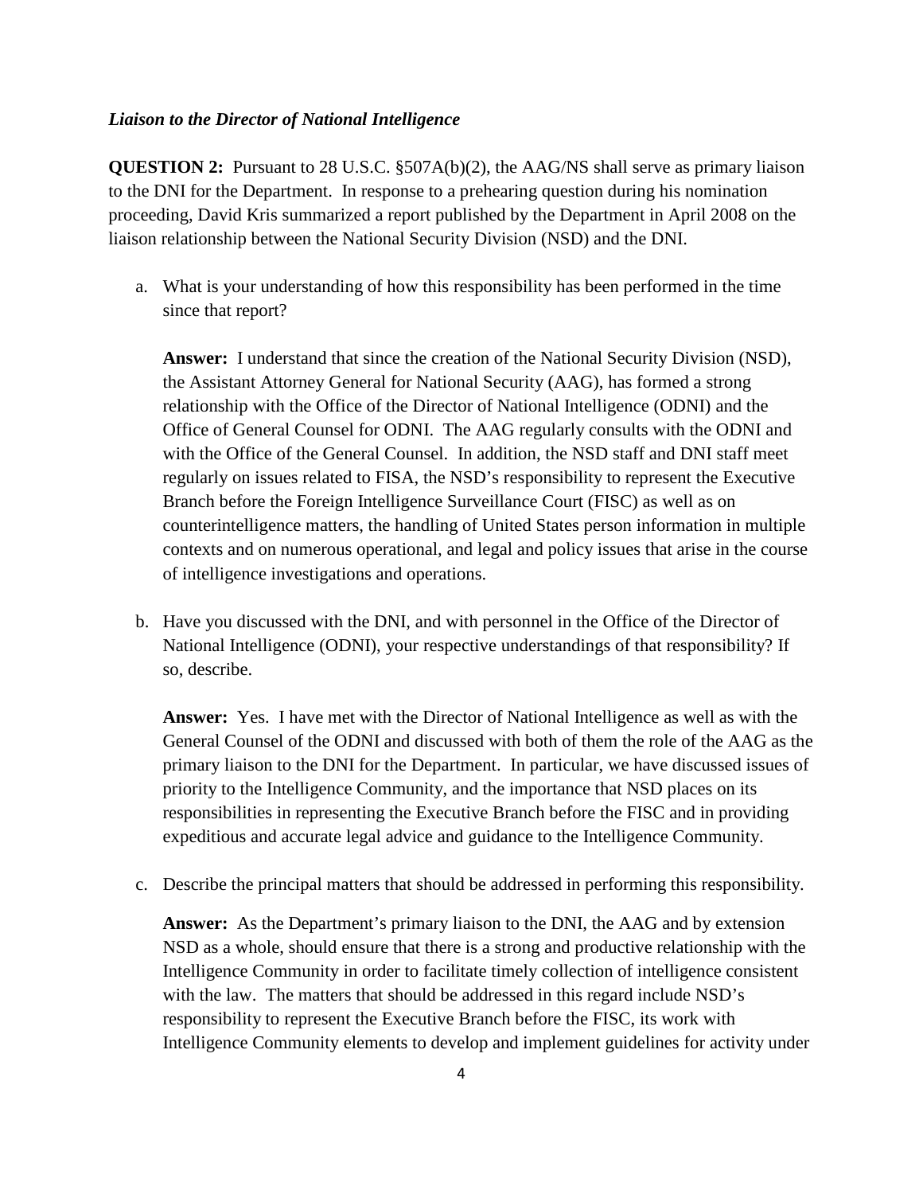***Liaison to the Director of National Intelligence***

**QUESTION 2:** Pursuant to 28 U.S.C. §507A(b)(2), the AAG/NS shall serve as primary liaison to the DNI for the Department. In response to a prehearing question during his nomination proceeding, David Kris summarized a report published by the Department in April 2008 on the liaison relationship between the National Security Division (NSD) and the DNI.

a. What is your understanding of how this responsibility has been performed in the time since that report?

   **Answer:** I understand that since the creation of the National Security Division (NSD), the Assistant Attorney General for National Security (AAG), has formed a strong relationship with the Office of the Director of National Intelligence (ODNI) and the Office of General Counsel for ODNI. The AAG regularly consults with the ODNI and with the Office of the General Counsel. In addition, the NSD staff and DNI staff meet regularly on issues related to FISA, the NSD's responsibility to represent the Executive Branch before the Foreign Intelligence Surveillance Court (FISC) as well as on counterintelligence matters, the handling of United States person information in multiple contexts and on numerous operational, and legal and policy issues that arise in the course of intelligence investigations and operations.

b. Have you discussed with the DNI, and with personnel in the Office of the Director of National Intelligence (ODNI), your respective understandings of that responsibility? If so, describe.

   **Answer:** Yes. I have met with the Director of National Intelligence as well as with the General Counsel of the ODNI and discussed with both of them the role of the AAG as the primary liaison to the DNI for the Department. In particular, we have discussed issues of priority to the Intelligence Community, and the importance that NSD places on its responsibilities in representing the Executive Branch before the FISC and in providing expeditious and accurate legal advice and guidance to the Intelligence Community.

c. Describe the principal matters that should be addressed in performing this responsibility.

   **Answer:** As the Department's primary liaison to the DNI, the AAG and by extension NSD as a whole, should ensure that there is a strong and productive relationship with the Intelligence Community in order to facilitate timely collection of intelligence consistent with the law. The matters that should be addressed in this regard include NSD's responsibility to represent the Executive Branch before the FISC, its work with Intelligence Community elements to develop and implement guidelines for activity under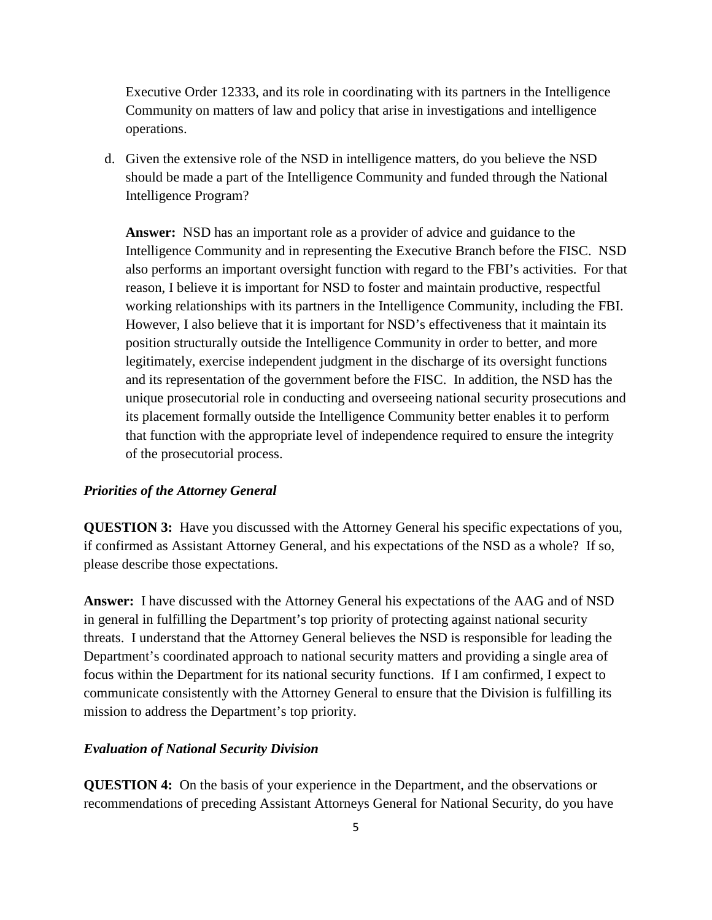Executive Order 12333, and its role in coordinating with its partners in the Intelligence Community on matters of law and policy that arise in investigations and intelligence operations.

d. Given the extensive role of the NSD in intelligence matters, do you believe the NSD should be made a part of the Intelligence Community and funded through the National Intelligence Program?

   **Answer:** NSD has an important role as a provider of advice and guidance to the Intelligence Community and in representing the Executive Branch before the FISC. NSD also performs an important oversight function with regard to the FBI's activities. For that reason, I believe it is important for NSD to foster and maintain productive, respectful working relationships with its partners in the Intelligence Community, including the FBI. However, I also believe that it is important for NSD's effectiveness that it maintain its position structurally outside the Intelligence Community in order to better, and more legitimately, exercise independent judgment in the discharge of its oversight functions and its representation of the government before the FISC. In addition, the NSD has the unique prosecutorial role in conducting and overseeing national security prosecutions and its placement formally outside the Intelligence Community better enables it to perform that function with the appropriate level of independence required to ensure the integrity of the prosecutorial process.

***Priorities of the Attorney General***

**QUESTION 3:** Have you discussed with the Attorney General his specific expectations of you, if confirmed as Assistant Attorney General, and his expectations of the NSD as a whole? If so, please describe those expectations.

**Answer:** I have discussed with the Attorney General his expectations of the AAG and of NSD in general in fulfilling the Department's top priority of protecting against national security threats. I understand that the Attorney General believes the NSD is responsible for leading the Department's coordinated approach to national security matters and providing a single area of focus within the Department for its national security functions. If I am confirmed, I expect to communicate consistently with the Attorney General to ensure that the Division is fulfilling its mission to address the Department's top priority.

***Evaluation of National Security Division***

**QUESTION 4:** On the basis of your experience in the Department, and the observations or recommendations of preceding Assistant Attorneys General for National Security, do you have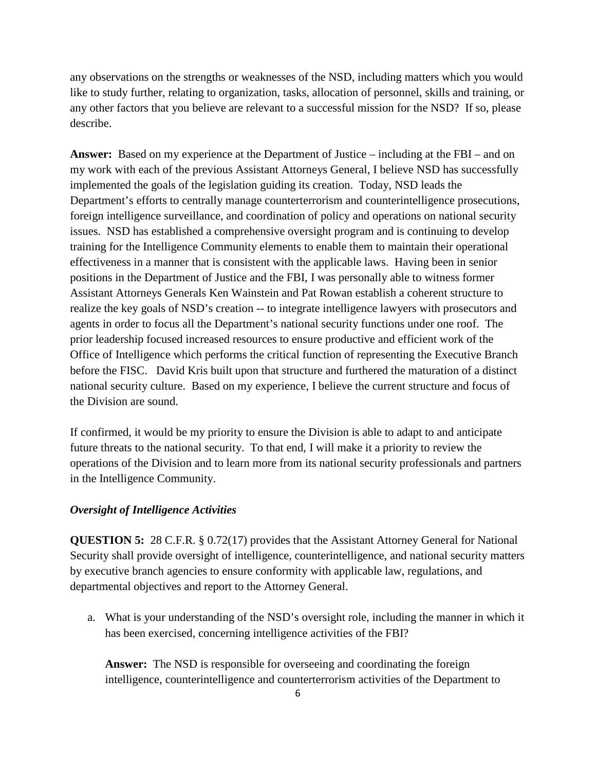any observations on the strengths or weaknesses of the NSD, including matters which you would like to study further, relating to organization, tasks, allocation of personnel, skills and training, or any other factors that you believe are relevant to a successful mission for the NSD? If so, please describe.

**Answer:** Based on my experience at the Department of Justice – including at the FBI – and on my work with each of the previous Assistant Attorneys General, I believe NSD has successfully implemented the goals of the legislation guiding its creation. Today, NSD leads the Department's efforts to centrally manage counterterrorism and counterintelligence prosecutions, foreign intelligence surveillance, and coordination of policy and operations on national security issues. NSD has established a comprehensive oversight program and is continuing to develop training for the Intelligence Community elements to enable them to maintain their operational effectiveness in a manner that is consistent with the applicable laws. Having been in senior positions in the Department of Justice and the FBI, I was personally able to witness former Assistant Attorneys Generals Ken Wainstein and Pat Rowan establish a coherent structure to realize the key goals of NSD's creation -- to integrate intelligence lawyers with prosecutors and agents in order to focus all the Department's national security functions under one roof. The prior leadership focused increased resources to ensure productive and efficient work of the Office of Intelligence which performs the critical function of representing the Executive Branch before the FISC. David Kris built upon that structure and furthered the maturation of a distinct national security culture. Based on my experience, I believe the current structure and focus of the Division are sound.

If confirmed, it would be my priority to ensure the Division is able to adapt to and anticipate future threats to the national security. To that end, I will make it a priority to review the operations of the Division and to learn more from its national security professionals and partners in the Intelligence Community.

***Oversight of Intelligence Activities***

**QUESTION 5:** 28 C.F.R. § 0.72(17) provides that the Assistant Attorney General for National Security shall provide oversight of intelligence, counterintelligence, and national security matters by executive branch agencies to ensure conformity with applicable law, regulations, and departmental objectives and report to the Attorney General.

a. What is your understanding of the NSD's oversight role, including the manner in which it has been exercised, concerning intelligence activities of the FBI?

   **Answer:** The NSD is responsible for overseeing and coordinating the foreign intelligence, counterintelligence and counterterrorism activities of the Department to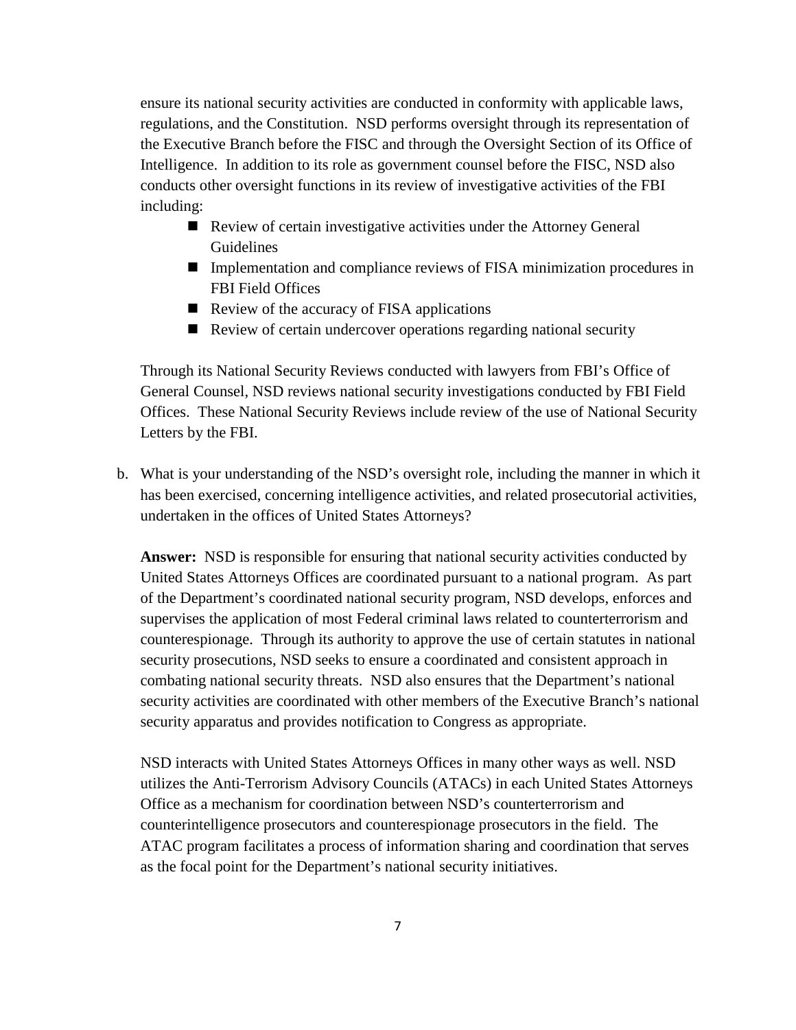ensure its national security activities are conducted in conformity with applicable laws, regulations, and the Constitution. NSD performs oversight through its representation of the Executive Branch before the FISC and through the Oversight Section of its Office of Intelligence. In addition to its role as government counsel before the FISC, NSD also conducts other oversight functions in its review of investigative activities of the FBI including:

- Review of certain investigative activities under the Attorney General Guidelines
- Implementation and compliance reviews of FISA minimization procedures in FBI Field Offices
- Review of the accuracy of FISA applications
- Review of certain undercover operations regarding national security

Through its National Security Reviews conducted with lawyers from FBI's Office of General Counsel, NSD reviews national security investigations conducted by FBI Field Offices. These National Security Reviews include review of the use of National Security Letters by the FBI.

b. What is your understanding of the NSD's oversight role, including the manner in which it has been exercised, concerning intelligence activities, and related prosecutorial activities, undertaken in the offices of United States Attorneys?

**Answer:** NSD is responsible for ensuring that national security activities conducted by United States Attorneys Offices are coordinated pursuant to a national program. As part of the Department's coordinated national security program, NSD develops, enforces and supervises the application of most Federal criminal laws related to counterterrorism and counterespionage. Through its authority to approve the use of certain statutes in national security prosecutions, NSD seeks to ensure a coordinated and consistent approach in combating national security threats. NSD also ensures that the Department's national security activities are coordinated with other members of the Executive Branch's national security apparatus and provides notification to Congress as appropriate.

NSD interacts with United States Attorneys Offices in many other ways as well. NSD utilizes the Anti-Terrorism Advisory Councils (ATACs) in each United States Attorneys Office as a mechanism for coordination between NSD's counterterrorism and counterintelligence prosecutors and counterespionage prosecutors in the field. The ATAC program facilitates a process of information sharing and coordination that serves as the focal point for the Department's national security initiatives.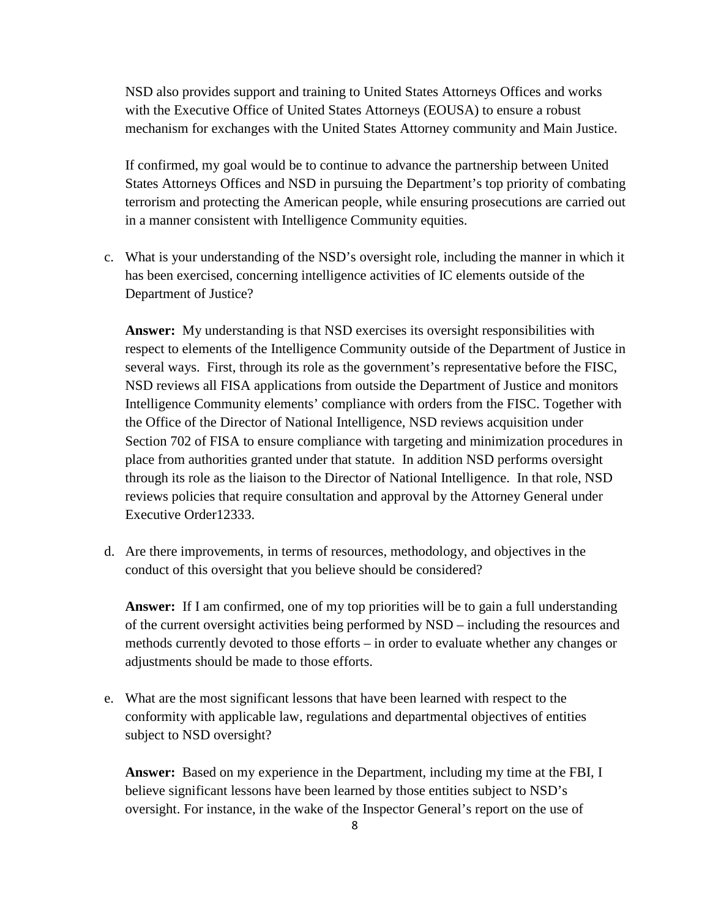NSD also provides support and training to United States Attorneys Offices and works with the Executive Office of United States Attorneys (EOUSA) to ensure a robust mechanism for exchanges with the United States Attorney community and Main Justice.

If confirmed, my goal would be to continue to advance the partnership between United States Attorneys Offices and NSD in pursuing the Department's top priority of combating terrorism and protecting the American people, while ensuring prosecutions are carried out in a manner consistent with Intelligence Community equities.

c. What is your understanding of the NSD's oversight role, including the manner in which it has been exercised, concerning intelligence activities of IC elements outside of the Department of Justice?

   **Answer:** My understanding is that NSD exercises its oversight responsibilities with respect to elements of the Intelligence Community outside of the Department of Justice in several ways. First, through its role as the government's representative before the FISC, NSD reviews all FISA applications from outside the Department of Justice and monitors Intelligence Community elements' compliance with orders from the FISC. Together with the Office of the Director of National Intelligence, NSD reviews acquisition under Section 702 of FISA to ensure compliance with targeting and minimization procedures in place from authorities granted under that statute. In addition NSD performs oversight through its role as the liaison to the Director of National Intelligence. In that role, NSD reviews policies that require consultation and approval by the Attorney General under Executive Order12333.

d. Are there improvements, in terms of resources, methodology, and objectives in the conduct of this oversight that you believe should be considered?

   **Answer:** If I am confirmed, one of my top priorities will be to gain a full understanding of the current oversight activities being performed by NSD – including the resources and methods currently devoted to those efforts – in order to evaluate whether any changes or adjustments should be made to those efforts.

e. What are the most significant lessons that have been learned with respect to the conformity with applicable law, regulations and departmental objectives of entities subject to NSD oversight?

   **Answer:** Based on my experience in the Department, including my time at the FBI, I believe significant lessons have been learned by those entities subject to NSD's oversight. For instance, in the wake of the Inspector General's report on the use of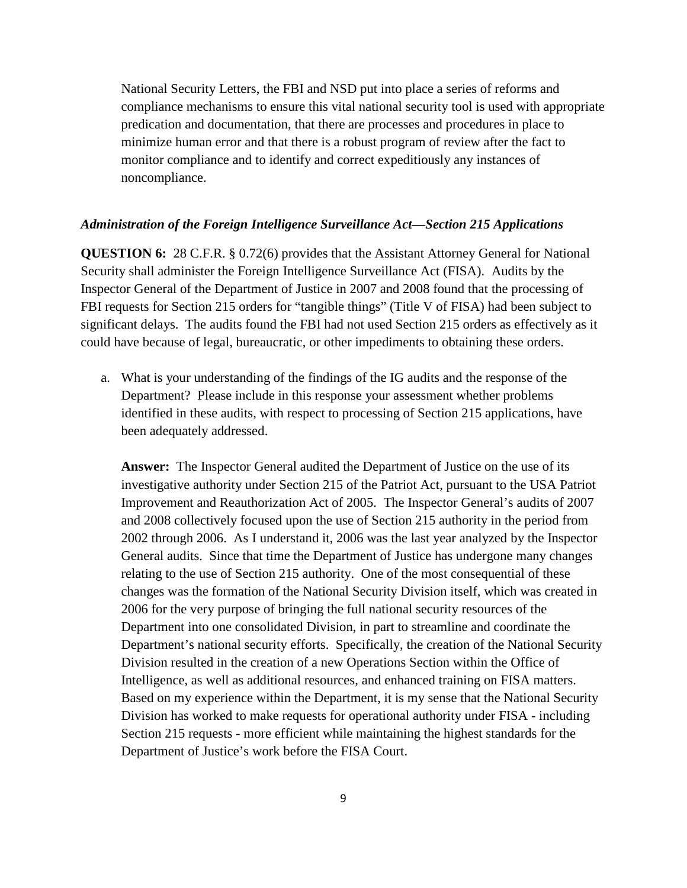National Security Letters, the FBI and NSD put into place a series of reforms and compliance mechanisms to ensure this vital national security tool is used with appropriate predication and documentation, that there are processes and procedures in place to minimize human error and that there is a robust program of review after the fact to monitor compliance and to identify and correct expeditiously any instances of noncompliance.

***Administration of the Foreign Intelligence Surveillance Act—Section 215 Applications***

**QUESTION 6:** 28 C.F.R. § 0.72(6) provides that the Assistant Attorney General for National Security shall administer the Foreign Intelligence Surveillance Act (FISA). Audits by the Inspector General of the Department of Justice in 2007 and 2008 found that the processing of FBI requests for Section 215 orders for "tangible things" (Title V of FISA) had been subject to significant delays. The audits found the FBI had not used Section 215 orders as effectively as it could have because of legal, bureaucratic, or other impediments to obtaining these orders.

a. What is your understanding of the findings of the IG audits and the response of the Department? Please include in this response your assessment whether problems identified in these audits, with respect to processing of Section 215 applications, have been adequately addressed.

   **Answer:** The Inspector General audited the Department of Justice on the use of its investigative authority under Section 215 of the Patriot Act, pursuant to the USA Patriot Improvement and Reauthorization Act of 2005. The Inspector General's audits of 2007 and 2008 collectively focused upon the use of Section 215 authority in the period from 2002 through 2006. As I understand it, 2006 was the last year analyzed by the Inspector General audits. Since that time the Department of Justice has undergone many changes relating to the use of Section 215 authority. One of the most consequential of these changes was the formation of the National Security Division itself, which was created in 2006 for the very purpose of bringing the full national security resources of the Department into one consolidated Division, in part to streamline and coordinate the Department's national security efforts. Specifically, the creation of the National Security Division resulted in the creation of a new Operations Section within the Office of Intelligence, as well as additional resources, and enhanced training on FISA matters. Based on my experience within the Department, it is my sense that the National Security Division has worked to make requests for operational authority under FISA - including Section 215 requests - more efficient while maintaining the highest standards for the Department of Justice's work before the FISA Court.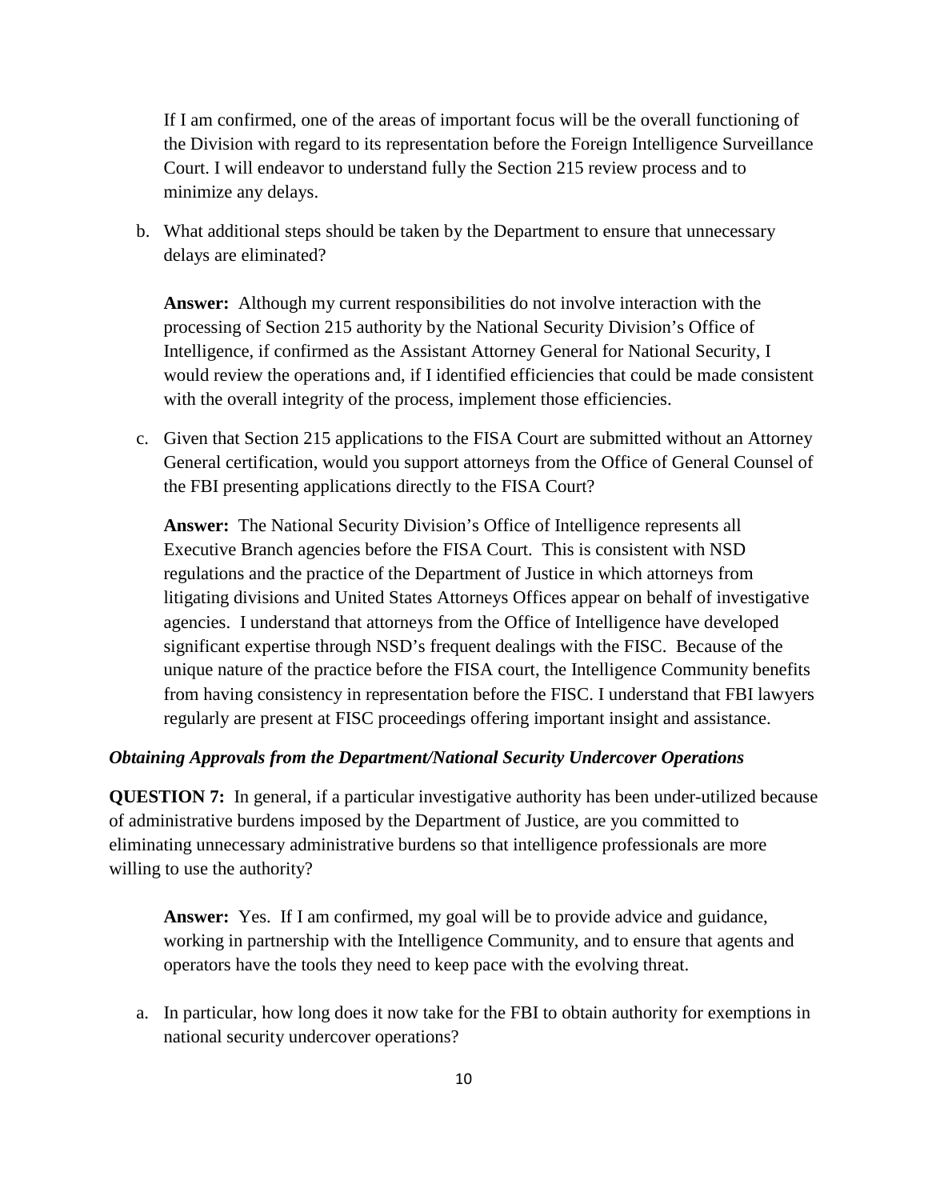If I am confirmed, one of the areas of important focus will be the overall functioning of the Division with regard to its representation before the Foreign Intelligence Surveillance Court. I will endeavor to understand fully the Section 215 review process and to minimize any delays.

b. What additional steps should be taken by the Department to ensure that unnecessary delays are eliminated?

   **Answer:** Although my current responsibilities do not involve interaction with the processing of Section 215 authority by the National Security Division's Office of Intelligence, if confirmed as the Assistant Attorney General for National Security, I would review the operations and, if I identified efficiencies that could be made consistent with the overall integrity of the process, implement those efficiencies.

c. Given that Section 215 applications to the FISA Court are submitted without an Attorney General certification, would you support attorneys from the Office of General Counsel of the FBI presenting applications directly to the FISA Court?

   **Answer:** The National Security Division's Office of Intelligence represents all Executive Branch agencies before the FISA Court. This is consistent with NSD regulations and the practice of the Department of Justice in which attorneys from litigating divisions and United States Attorneys Offices appear on behalf of investigative agencies. I understand that attorneys from the Office of Intelligence have developed significant expertise through NSD's frequent dealings with the FISC. Because of the unique nature of the practice before the FISA court, the Intelligence Community benefits from having consistency in representation before the FISC. I understand that FBI lawyers regularly are present at FISC proceedings offering important insight and assistance.

***Obtaining Approvals from the Department/National Security Undercover Operations***

**QUESTION 7:** In general, if a particular investigative authority has been under-utilized because of administrative burdens imposed by the Department of Justice, are you committed to eliminating unnecessary administrative burdens so that intelligence professionals are more willing to use the authority?

   **Answer:** Yes. If I am confirmed, my goal will be to provide advice and guidance, working in partnership with the Intelligence Community, and to ensure that agents and operators have the tools they need to keep pace with the evolving threat.

a. In particular, how long does it now take for the FBI to obtain authority for exemptions in national security undercover operations?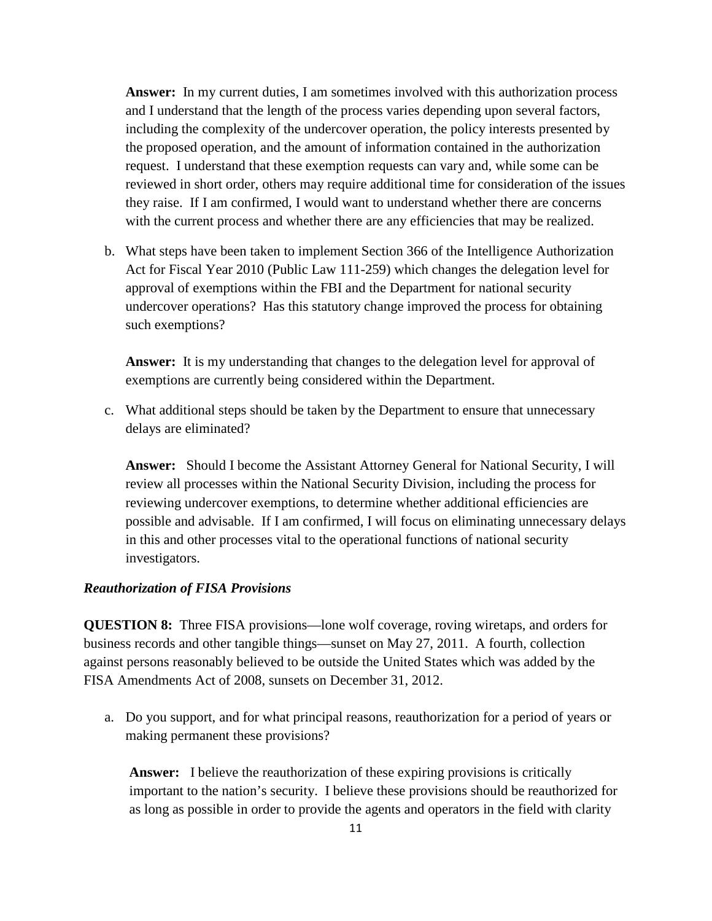**Answer:** In my current duties, I am sometimes involved with this authorization process and I understand that the length of the process varies depending upon several factors, including the complexity of the undercover operation, the policy interests presented by the proposed operation, and the amount of information contained in the authorization request. I understand that these exemption requests can vary and, while some can be reviewed in short order, others may require additional time for consideration of the issues they raise. If I am confirmed, I would want to understand whether there are concerns with the current process and whether there are any efficiencies that may be realized.

b. What steps have been taken to implement Section 366 of the Intelligence Authorization Act for Fiscal Year 2010 (Public Law 111-259) which changes the delegation level for approval of exemptions within the FBI and the Department for national security undercover operations? Has this statutory change improved the process for obtaining such exemptions?

   **Answer:** It is my understanding that changes to the delegation level for approval of exemptions are currently being considered within the Department.

c. What additional steps should be taken by the Department to ensure that unnecessary delays are eliminated?

   **Answer:** Should I become the Assistant Attorney General for National Security, I will review all processes within the National Security Division, including the process for reviewing undercover exemptions, to determine whether additional efficiencies are possible and advisable. If I am confirmed, I will focus on eliminating unnecessary delays in this and other processes vital to the operational functions of national security investigators.

### *Reauthorization of FISA Provisions*

**QUESTION 8:** Three FISA provisions—lone wolf coverage, roving wiretaps, and orders for business records and other tangible things—sunset on May 27, 2011. A fourth, collection against persons reasonably believed to be outside the United States which was added by the FISA Amendments Act of 2008, sunsets on December 31, 2012.

a. Do you support, and for what principal reasons, reauthorization for a period of years or making permanent these provisions?

   **Answer:** I believe the reauthorization of these expiring provisions is critically important to the nation's security. I believe these provisions should be reauthorized for as long as possible in order to provide the agents and operators in the field with clarity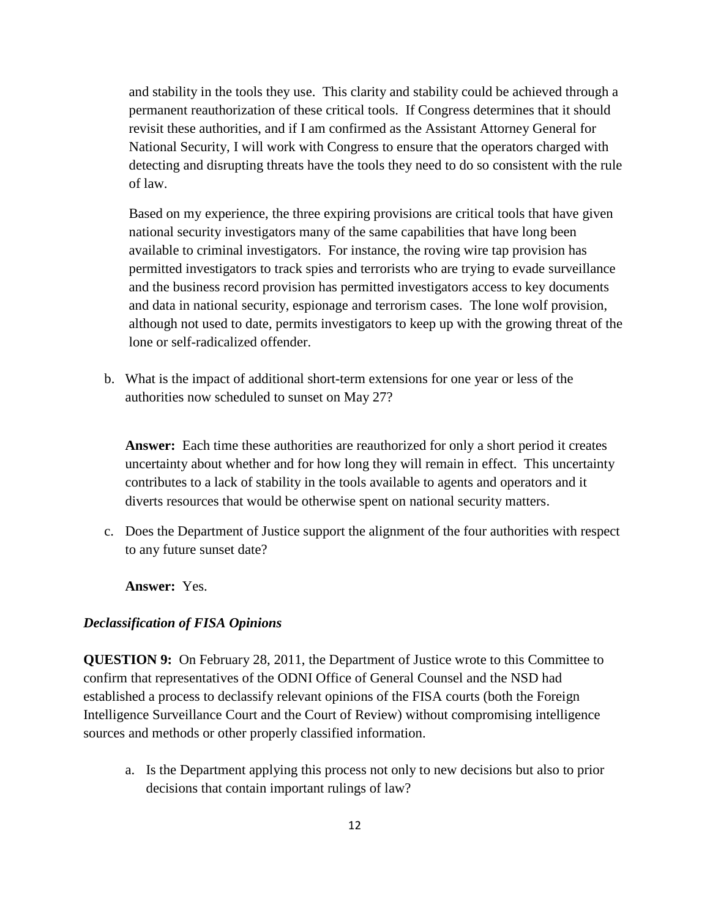and stability in the tools they use. This clarity and stability could be achieved through a permanent reauthorization of these critical tools. If Congress determines that it should revisit these authorities, and if I am confirmed as the Assistant Attorney General for National Security, I will work with Congress to ensure that the operators charged with detecting and disrupting threats have the tools they need to do so consistent with the rule of law.

Based on my experience, the three expiring provisions are critical tools that have given national security investigators many of the same capabilities that have long been available to criminal investigators. For instance, the roving wire tap provision has permitted investigators to track spies and terrorists who are trying to evade surveillance and the business record provision has permitted investigators access to key documents and data in national security, espionage and terrorism cases. The lone wolf provision, although not used to date, permits investigators to keep up with the growing threat of the lone or self-radicalized offender.

b. What is the impact of additional short-term extensions for one year or less of the authorities now scheduled to sunset on May 27?

**Answer:** Each time these authorities are reauthorized for only a short period it creates uncertainty about whether and for how long they will remain in effect. This uncertainty contributes to a lack of stability in the tools available to agents and operators and it diverts resources that would be otherwise spent on national security matters.

c. Does the Department of Justice support the alignment of the four authorities with respect to any future sunset date?

**Answer:** Yes.

***Declassification of FISA Opinions***

**QUESTION 9:** On February 28, 2011, the Department of Justice wrote to this Committee to confirm that representatives of the ODNI Office of General Counsel and the NSD had established a process to declassify relevant opinions of the FISA courts (both the Foreign Intelligence Surveillance Court and the Court of Review) without compromising intelligence sources and methods or other properly classified information.

a. Is the Department applying this process not only to new decisions but also to prior decisions that contain important rulings of law?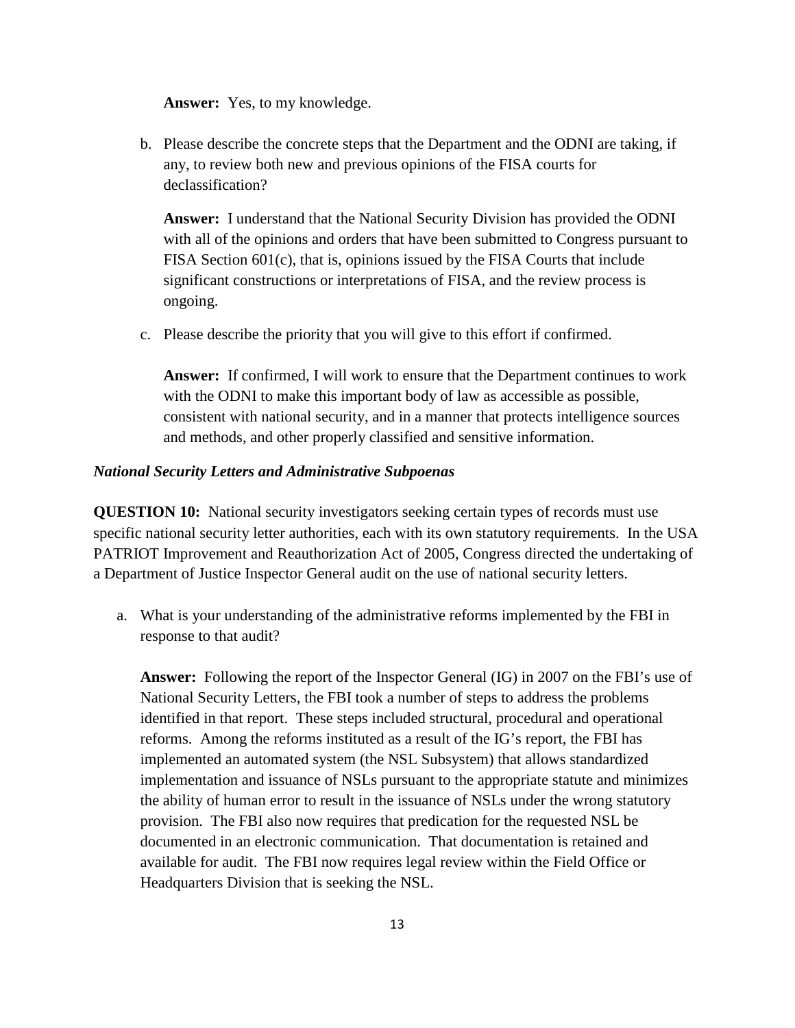**Answer:** Yes, to my knowledge.

b. Please describe the concrete steps that the Department and the ODNI are taking, if any, to review both new and previous opinions of the FISA courts for declassification?

   **Answer:** I understand that the National Security Division has provided the ODNI with all of the opinions and orders that have been submitted to Congress pursuant to FISA Section 601(c), that is, opinions issued by the FISA Courts that include significant constructions or interpretations of FISA, and the review process is ongoing.

c. Please describe the priority that you will give to this effort if confirmed.

   **Answer:** If confirmed, I will work to ensure that the Department continues to work with the ODNI to make this important body of law as accessible as possible, consistent with national security, and in a manner that protects intelligence sources and methods, and other properly classified and sensitive information.

***National Security Letters and Administrative Subpoenas***

**QUESTION 10:** National security investigators seeking certain types of records must use specific national security letter authorities, each with its own statutory requirements. In the USA PATRIOT Improvement and Reauthorization Act of 2005, Congress directed the undertaking of a Department of Justice Inspector General audit on the use of national security letters.

a. What is your understanding of the administrative reforms implemented by the FBI in response to that audit?

   **Answer:** Following the report of the Inspector General (IG) in 2007 on the FBI's use of National Security Letters, the FBI took a number of steps to address the problems identified in that report. These steps included structural, procedural and operational reforms. Among the reforms instituted as a result of the IG's report, the FBI has implemented an automated system (the NSL Subsystem) that allows standardized implementation and issuance of NSLs pursuant to the appropriate statute and minimizes the ability of human error to result in the issuance of NSLs under the wrong statutory provision. The FBI also now requires that predication for the requested NSL be documented in an electronic communication. That documentation is retained and available for audit. The FBI now requires legal review within the Field Office or Headquarters Division that is seeking the NSL.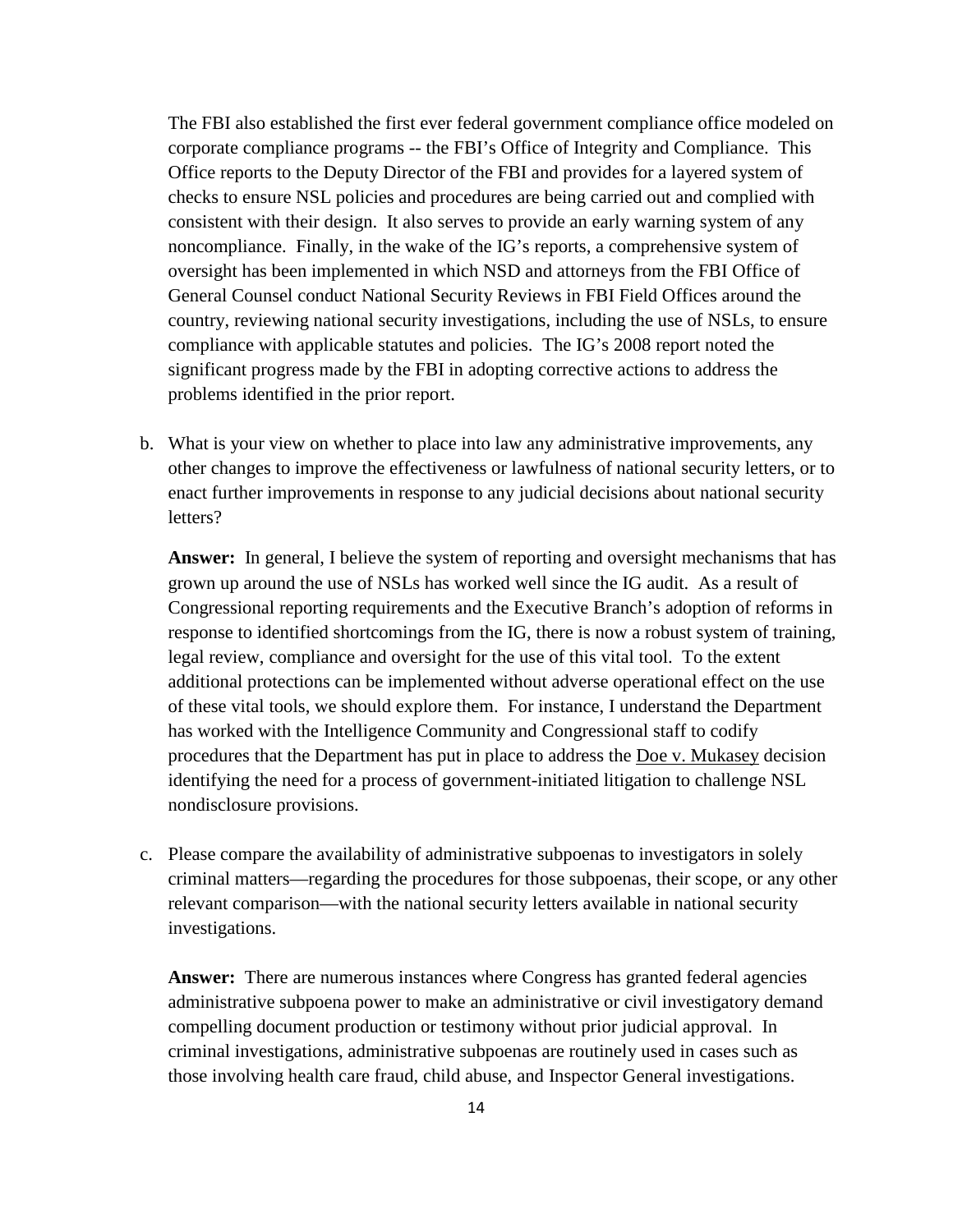The FBI also established the first ever federal government compliance office modeled on corporate compliance programs -- the FBI's Office of Integrity and Compliance. This Office reports to the Deputy Director of the FBI and provides for a layered system of checks to ensure NSL policies and procedures are being carried out and complied with consistent with their design. It also serves to provide an early warning system of any noncompliance. Finally, in the wake of the IG's reports, a comprehensive system of oversight has been implemented in which NSD and attorneys from the FBI Office of General Counsel conduct National Security Reviews in FBI Field Offices around the country, reviewing national security investigations, including the use of NSLs, to ensure compliance with applicable statutes and policies. The IG's 2008 report noted the significant progress made by the FBI in adopting corrective actions to address the problems identified in the prior report.

b. What is your view on whether to place into law any administrative improvements, any other changes to improve the effectiveness or lawfulness of national security letters, or to enact further improvements in response to any judicial decisions about national security letters?

**Answer:** In general, I believe the system of reporting and oversight mechanisms that has grown up around the use of NSLs has worked well since the IG audit. As a result of Congressional reporting requirements and the Executive Branch's adoption of reforms in response to identified shortcomings from the IG, there is now a robust system of training, legal review, compliance and oversight for the use of this vital tool. To the extent additional protections can be implemented without adverse operational effect on the use of these vital tools, we should explore them. For instance, I understand the Department has worked with the Intelligence Community and Congressional staff to codify procedures that the Department has put in place to address the Doe v. Mukasey decision identifying the need for a process of government-initiated litigation to challenge NSL nondisclosure provisions.

c. Please compare the availability of administrative subpoenas to investigators in solely criminal matters—regarding the procedures for those subpoenas, their scope, or any other relevant comparison—with the national security letters available in national security investigations.

**Answer:** There are numerous instances where Congress has granted federal agencies administrative subpoena power to make an administrative or civil investigatory demand compelling document production or testimony without prior judicial approval. In criminal investigations, administrative subpoenas are routinely used in cases such as those involving health care fraud, child abuse, and Inspector General investigations.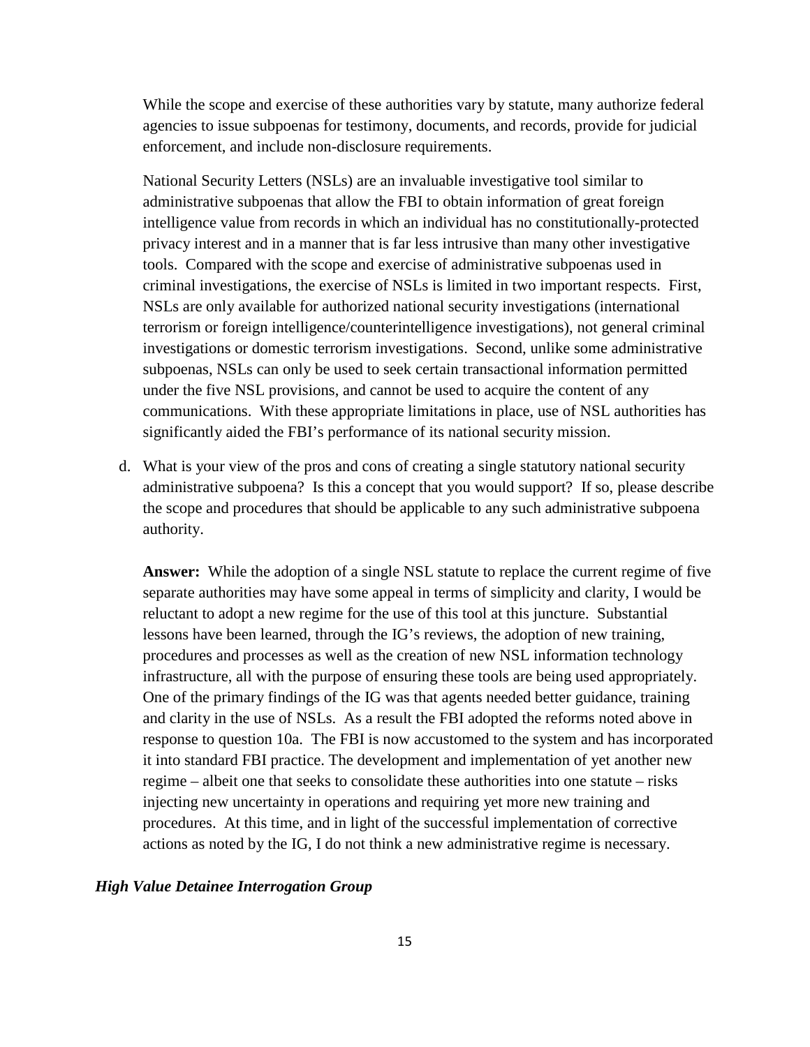While the scope and exercise of these authorities vary by statute, many authorize federal agencies to issue subpoenas for testimony, documents, and records, provide for judicial enforcement, and include non-disclosure requirements.

National Security Letters (NSLs) are an invaluable investigative tool similar to administrative subpoenas that allow the FBI to obtain information of great foreign intelligence value from records in which an individual has no constitutionally-protected privacy interest and in a manner that is far less intrusive than many other investigative tools. Compared with the scope and exercise of administrative subpoenas used in criminal investigations, the exercise of NSLs is limited in two important respects. First, NSLs are only available for authorized national security investigations (international terrorism or foreign intelligence/counterintelligence investigations), not general criminal investigations or domestic terrorism investigations. Second, unlike some administrative subpoenas, NSLs can only be used to seek certain transactional information permitted under the five NSL provisions, and cannot be used to acquire the content of any communications. With these appropriate limitations in place, use of NSL authorities has significantly aided the FBI's performance of its national security mission.

d. What is your view of the pros and cons of creating a single statutory national security administrative subpoena? Is this a concept that you would support? If so, please describe the scope and procedures that should be applicable to any such administrative subpoena authority.

   **Answer:** While the adoption of a single NSL statute to replace the current regime of five separate authorities may have some appeal in terms of simplicity and clarity, I would be reluctant to adopt a new regime for the use of this tool at this juncture. Substantial lessons have been learned, through the IG's reviews, the adoption of new training, procedures and processes as well as the creation of new NSL information technology infrastructure, all with the purpose of ensuring these tools are being used appropriately. One of the primary findings of the IG was that agents needed better guidance, training and clarity in the use of NSLs. As a result the FBI adopted the reforms noted above in response to question 10a. The FBI is now accustomed to the system and has incorporated it into standard FBI practice. The development and implementation of yet another new regime – albeit one that seeks to consolidate these authorities into one statute – risks injecting new uncertainty in operations and requiring yet more new training and procedures. At this time, and in light of the successful implementation of corrective actions as noted by the IG, I do not think a new administrative regime is necessary.

***High Value Detainee Interrogation Group***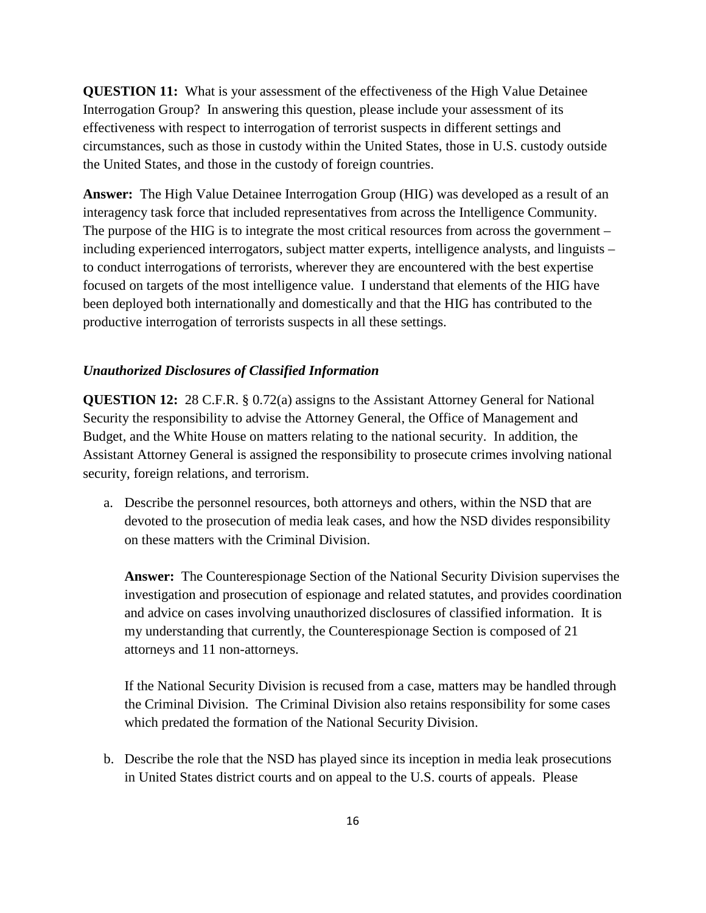**QUESTION 11:** What is your assessment of the effectiveness of the High Value Detainee Interrogation Group? In answering this question, please include your assessment of its effectiveness with respect to interrogation of terrorist suspects in different settings and circumstances, such as those in custody within the United States, those in U.S. custody outside the United States, and those in the custody of foreign countries.

**Answer:** The High Value Detainee Interrogation Group (HIG) was developed as a result of an interagency task force that included representatives from across the Intelligence Community. The purpose of the HIG is to integrate the most critical resources from across the government – including experienced interrogators, subject matter experts, intelligence analysts, and linguists – to conduct interrogations of terrorists, wherever they are encountered with the best expertise focused on targets of the most intelligence value. I understand that elements of the HIG have been deployed both internationally and domestically and that the HIG has contributed to the productive interrogation of terrorists suspects in all these settings.

### *Unauthorized Disclosures of Classified Information*

**QUESTION 12:** 28 C.F.R. § 0.72(a) assigns to the Assistant Attorney General for National Security the responsibility to advise the Attorney General, the Office of Management and Budget, and the White House on matters relating to the national security. In addition, the Assistant Attorney General is assigned the responsibility to prosecute crimes involving national security, foreign relations, and terrorism.

a. Describe the personnel resources, both attorneys and others, within the NSD that are devoted to the prosecution of media leak cases, and how the NSD divides responsibility on these matters with the Criminal Division.

   **Answer:** The Counterespionage Section of the National Security Division supervises the investigation and prosecution of espionage and related statutes, and provides coordination and advice on cases involving unauthorized disclosures of classified information. It is my understanding that currently, the Counterespionage Section is composed of 21 attorneys and 11 non-attorneys.

   If the National Security Division is recused from a case, matters may be handled through the Criminal Division. The Criminal Division also retains responsibility for some cases which predated the formation of the National Security Division.

b. Describe the role that the NSD has played since its inception in media leak prosecutions in United States district courts and on appeal to the U.S. courts of appeals. Please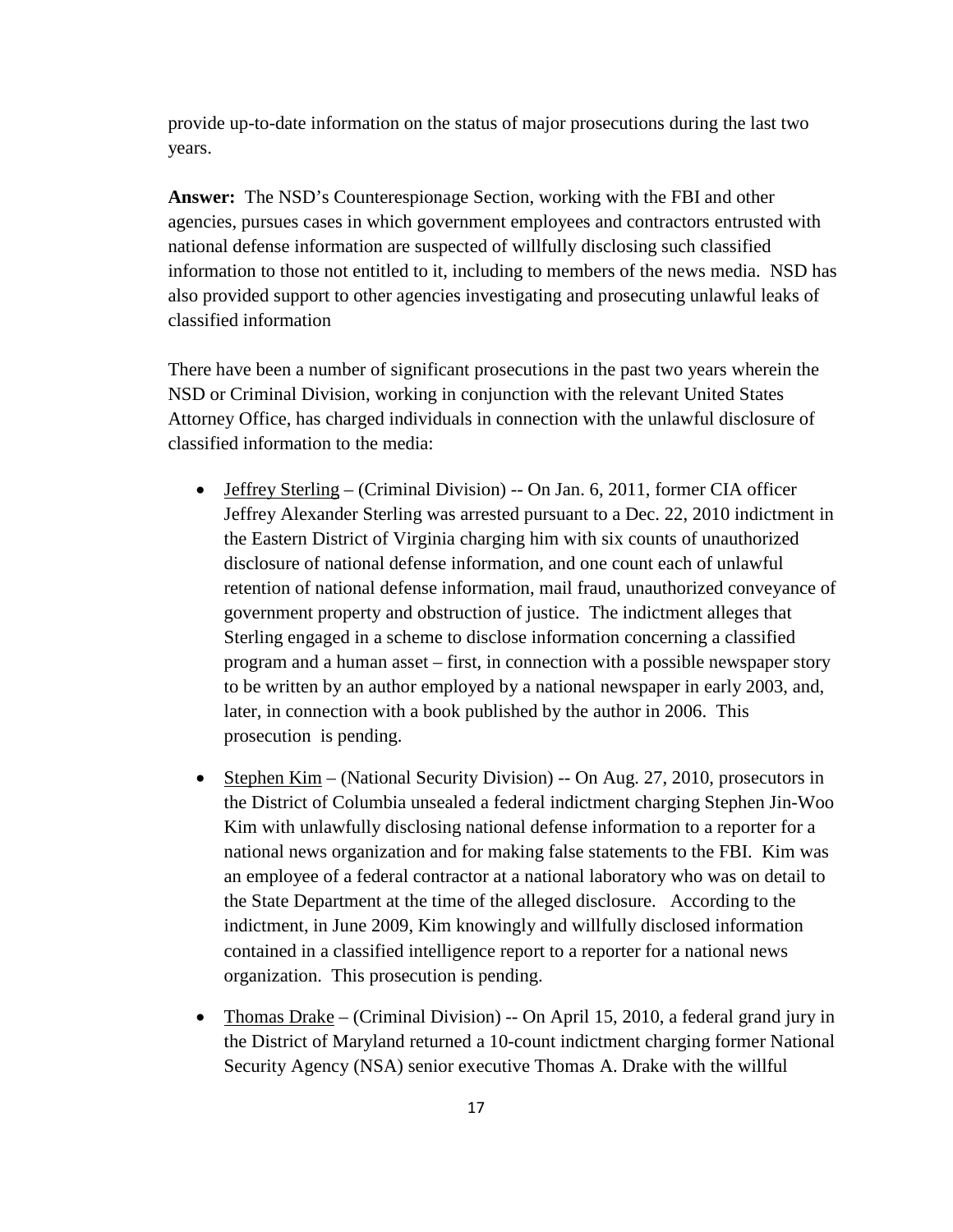provide up-to-date information on the status of major prosecutions during the last two years.

**Answer:** The NSD's Counterespionage Section, working with the FBI and other agencies, pursues cases in which government employees and contractors entrusted with national defense information are suspected of willfully disclosing such classified information to those not entitled to it, including to members of the news media. NSD has also provided support to other agencies investigating and prosecuting unlawful leaks of classified information

There have been a number of significant prosecutions in the past two years wherein the NSD or Criminal Division, working in conjunction with the relevant United States Attorney Office, has charged individuals in connection with the unlawful disclosure of classified information to the media:

- Jeffrey Sterling – (Criminal Division) -- On Jan. 6, 2011, former CIA officer Jeffrey Alexander Sterling was arrested pursuant to a Dec. 22, 2010 indictment in the Eastern District of Virginia charging him with six counts of unauthorized disclosure of national defense information, and one count each of unlawful retention of national defense information, mail fraud, unauthorized conveyance of government property and obstruction of justice. The indictment alleges that Sterling engaged in a scheme to disclose information concerning a classified program and a human asset – first, in connection with a possible newspaper story to be written by an author employed by a national newspaper in early 2003, and, later, in connection with a book published by the author in 2006. This prosecution is pending.

- Stephen Kim – (National Security Division) -- On Aug. 27, 2010, prosecutors in the District of Columbia unsealed a federal indictment charging Stephen Jin-Woo Kim with unlawfully disclosing national defense information to a reporter for a national news organization and for making false statements to the FBI. Kim was an employee of a federal contractor at a national laboratory who was on detail to the State Department at the time of the alleged disclosure. According to the indictment, in June 2009, Kim knowingly and willfully disclosed information contained in a classified intelligence report to a reporter for a national news organization. This prosecution is pending.

- Thomas Drake – (Criminal Division) -- On April 15, 2010, a federal grand jury in the District of Maryland returned a 10-count indictment charging former National Security Agency (NSA) senior executive Thomas A. Drake with the willful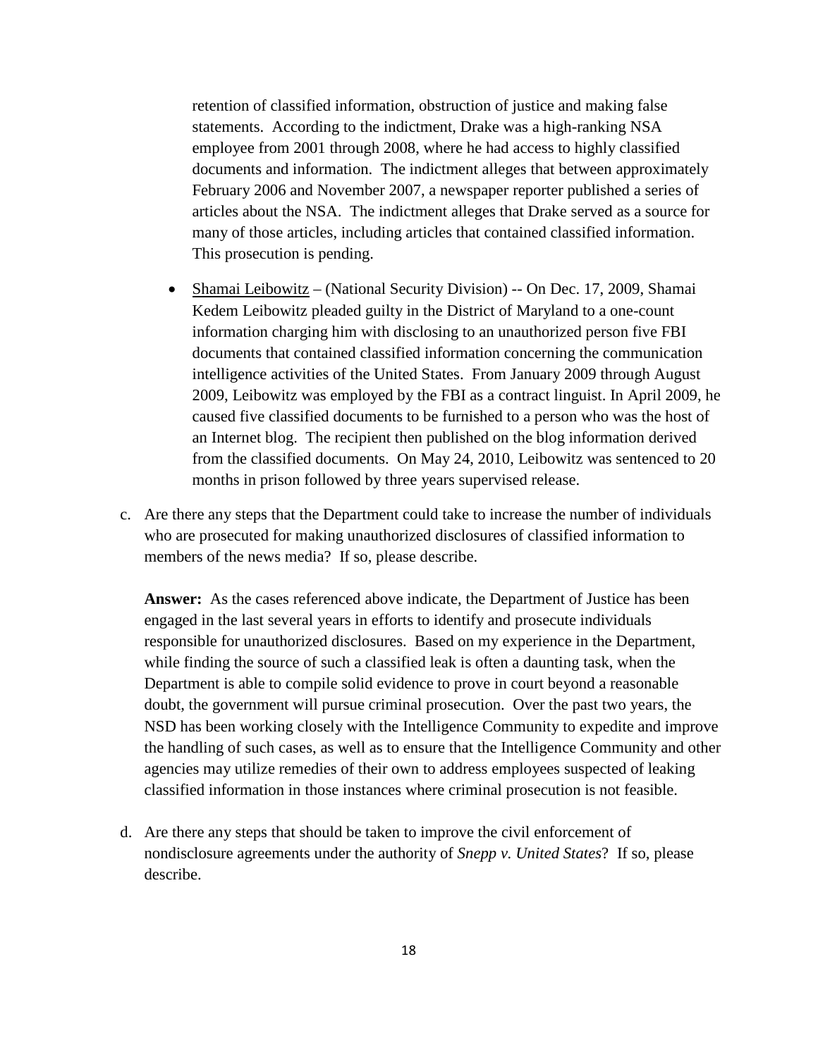retention of classified information, obstruction of justice and making false statements. According to the indictment, Drake was a high-ranking NSA employee from 2001 through 2008, where he had access to highly classified documents and information. The indictment alleges that between approximately February 2006 and November 2007, a newspaper reporter published a series of articles about the NSA. The indictment alleges that Drake served as a source for many of those articles, including articles that contained classified information. This prosecution is pending.

- Shamai Leibowitz – (National Security Division) -- On Dec. 17, 2009, Shamai Kedem Leibowitz pleaded guilty in the District of Maryland to a one-count information charging him with disclosing to an unauthorized person five FBI documents that contained classified information concerning the communication intelligence activities of the United States. From January 2009 through August 2009, Leibowitz was employed by the FBI as a contract linguist. In April 2009, he caused five classified documents to be furnished to a person who was the host of an Internet blog. The recipient then published on the blog information derived from the classified documents. On May 24, 2010, Leibowitz was sentenced to 20 months in prison followed by three years supervised release.

c. Are there any steps that the Department could take to increase the number of individuals who are prosecuted for making unauthorized disclosures of classified information to members of the news media? If so, please describe.

   **Answer:** As the cases referenced above indicate, the Department of Justice has been engaged in the last several years in efforts to identify and prosecute individuals responsible for unauthorized disclosures. Based on my experience in the Department, while finding the source of such a classified leak is often a daunting task, when the Department is able to compile solid evidence to prove in court beyond a reasonable doubt, the government will pursue criminal prosecution. Over the past two years, the NSD has been working closely with the Intelligence Community to expedite and improve the handling of such cases, as well as to ensure that the Intelligence Community and other agencies may utilize remedies of their own to address employees suspected of leaking classified information in those instances where criminal prosecution is not feasible.

d. Are there any steps that should be taken to improve the civil enforcement of nondisclosure agreements under the authority of *Snepp v. United States*? If so, please describe.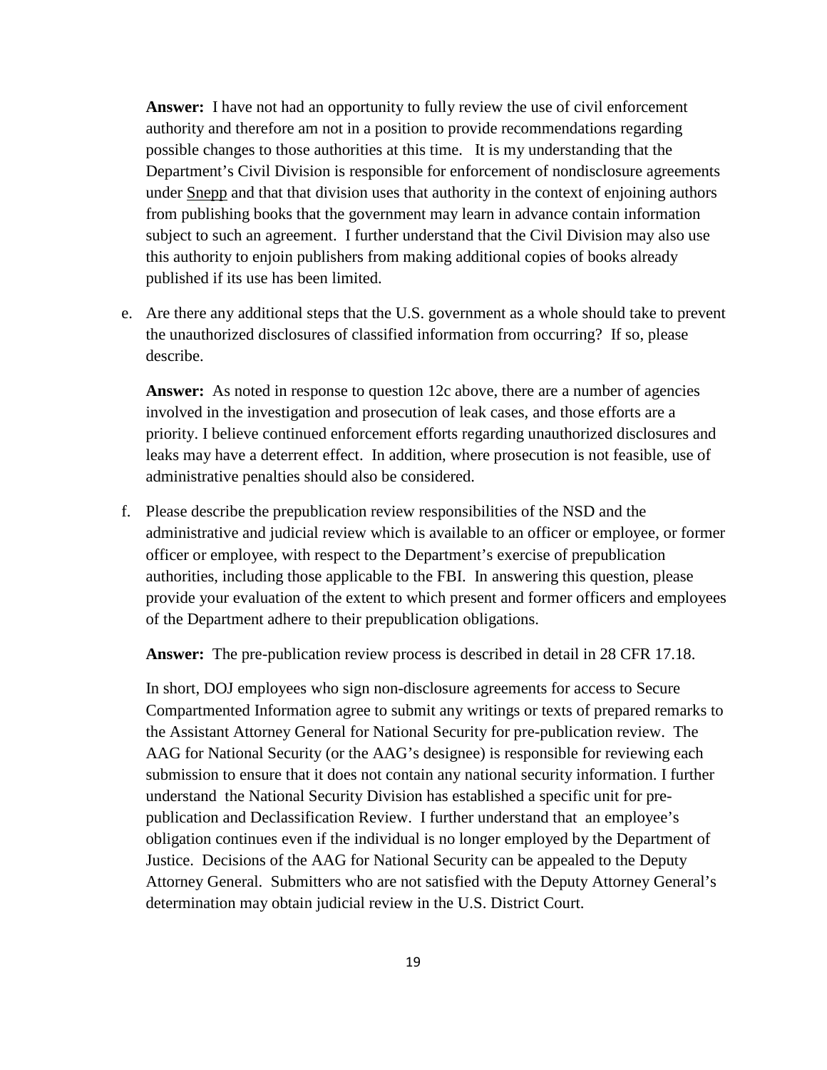**Answer:** I have not had an opportunity to fully review the use of civil enforcement authority and therefore am not in a position to provide recommendations regarding possible changes to those authorities at this time. It is my understanding that the Department's Civil Division is responsible for enforcement of nondisclosure agreements under Snepp and that that division uses that authority in the context of enjoining authors from publishing books that the government may learn in advance contain information subject to such an agreement. I further understand that the Civil Division may also use this authority to enjoin publishers from making additional copies of books already published if its use has been limited.

e. Are there any additional steps that the U.S. government as a whole should take to prevent the unauthorized disclosures of classified information from occurring? If so, please describe.

   **Answer:** As noted in response to question 12c above, there are a number of agencies involved in the investigation and prosecution of leak cases, and those efforts are a priority. I believe continued enforcement efforts regarding unauthorized disclosures and leaks may have a deterrent effect. In addition, where prosecution is not feasible, use of administrative penalties should also be considered.

f. Please describe the prepublication review responsibilities of the NSD and the administrative and judicial review which is available to an officer or employee, or former officer or employee, with respect to the Department's exercise of prepublication authorities, including those applicable to the FBI. In answering this question, please provide your evaluation of the extent to which present and former officers and employees of the Department adhere to their prepublication obligations.

   **Answer:** The pre-publication review process is described in detail in 28 CFR 17.18.

   In short, DOJ employees who sign non-disclosure agreements for access to Secure Compartmented Information agree to submit any writings or texts of prepared remarks to the Assistant Attorney General for National Security for pre-publication review. The AAG for National Security (or the AAG's designee) is responsible for reviewing each submission to ensure that it does not contain any national security information. I further understand the National Security Division has established a specific unit for pre-publication and Declassification Review. I further understand that an employee's obligation continues even if the individual is no longer employed by the Department of Justice. Decisions of the AAG for National Security can be appealed to the Deputy Attorney General. Submitters who are not satisfied with the Deputy Attorney General's determination may obtain judicial review in the U.S. District Court.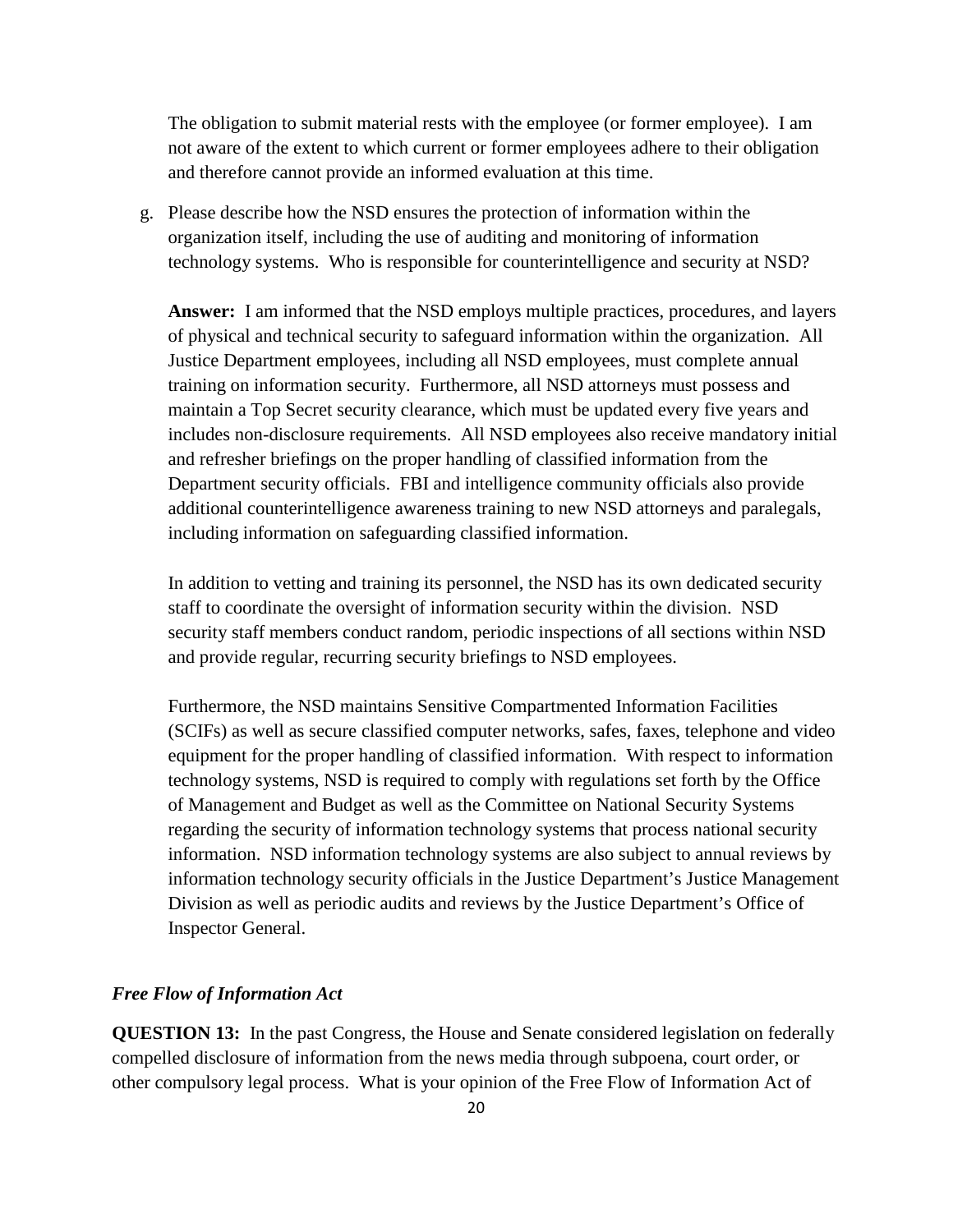The obligation to submit material rests with the employee (or former employee). I am not aware of the extent to which current or former employees adhere to their obligation and therefore cannot provide an informed evaluation at this time.

g. Please describe how the NSD ensures the protection of information within the organization itself, including the use of auditing and monitoring of information technology systems. Who is responsible for counterintelligence and security at NSD?

   **Answer:** I am informed that the NSD employs multiple practices, procedures, and layers of physical and technical security to safeguard information within the organization. All Justice Department employees, including all NSD employees, must complete annual training on information security. Furthermore, all NSD attorneys must possess and maintain a Top Secret security clearance, which must be updated every five years and includes non-disclosure requirements. All NSD employees also receive mandatory initial and refresher briefings on the proper handling of classified information from the Department security officials. FBI and intelligence community officials also provide additional counterintelligence awareness training to new NSD attorneys and paralegals, including information on safeguarding classified information.

   In addition to vetting and training its personnel, the NSD has its own dedicated security staff to coordinate the oversight of information security within the division. NSD security staff members conduct random, periodic inspections of all sections within NSD and provide regular, recurring security briefings to NSD employees.

   Furthermore, the NSD maintains Sensitive Compartmented Information Facilities (SCIFs) as well as secure classified computer networks, safes, faxes, telephone and video equipment for the proper handling of classified information. With respect to information technology systems, NSD is required to comply with regulations set forth by the Office of Management and Budget as well as the Committee on National Security Systems regarding the security of information technology systems that process national security information. NSD information technology systems are also subject to annual reviews by information technology security officials in the Justice Department's Justice Management Division as well as periodic audits and reviews by the Justice Department's Office of Inspector General.

### *Free Flow of Information Act*

**QUESTION 13:** In the past Congress, the House and Senate considered legislation on federally compelled disclosure of information from the news media through subpoena, court order, or other compulsory legal process. What is your opinion of the Free Flow of Information Act of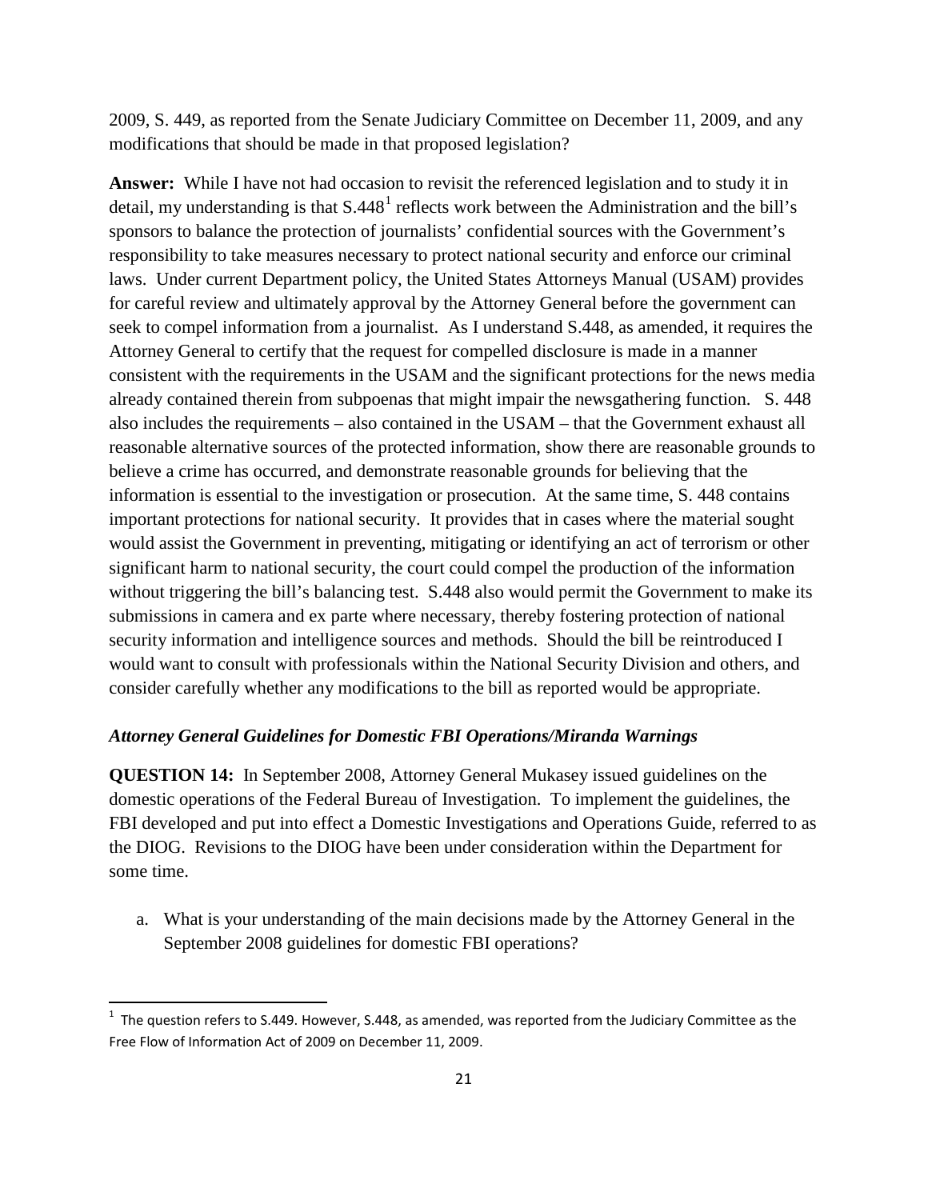2009, S. 449, as reported from the Senate Judiciary Committee on December 11, 2009, and any modifications that should be made in that proposed legislation?

**Answer:** While I have not had occasion to revisit the referenced legislation and to study it in detail, my understanding is that S.448[1] reflects work between the Administration and the bill's sponsors to balance the protection of journalists' confidential sources with the Government's responsibility to take measures necessary to protect national security and enforce our criminal laws. Under current Department policy, the United States Attorneys Manual (USAM) provides for careful review and ultimately approval by the Attorney General before the government can seek to compel information from a journalist. As I understand S.448, as amended, it requires the Attorney General to certify that the request for compelled disclosure is made in a manner consistent with the requirements in the USAM and the significant protections for the news media already contained therein from subpoenas that might impair the newsgathering function. S. 448 also includes the requirements – also contained in the USAM – that the Government exhaust all reasonable alternative sources of the protected information, show there are reasonable grounds to believe a crime has occurred, and demonstrate reasonable grounds for believing that the information is essential to the investigation or prosecution. At the same time, S. 448 contains important protections for national security. It provides that in cases where the material sought would assist the Government in preventing, mitigating or identifying an act of terrorism or other significant harm to national security, the court could compel the production of the information without triggering the bill's balancing test. S.448 also would permit the Government to make its submissions in camera and ex parte where necessary, thereby fostering protection of national security information and intelligence sources and methods. Should the bill be reintroduced I would want to consult with professionals within the National Security Division and others, and consider carefully whether any modifications to the bill as reported would be appropriate.

### *Attorney General Guidelines for Domestic FBI Operations/Miranda Warnings*

**QUESTION 14:** In September 2008, Attorney General Mukasey issued guidelines on the domestic operations of the Federal Bureau of Investigation. To implement the guidelines, the FBI developed and put into effect a Domestic Investigations and Operations Guide, referred to as the DIOG. Revisions to the DIOG have been under consideration within the Department for some time.

a. What is your understanding of the main decisions made by the Attorney General in the September 2008 guidelines for domestic FBI operations?

---

[1] The question refers to S.449. However, S.448, as amended, was reported from the Judiciary Committee as the Free Flow of Information Act of 2009 on December 11, 2009.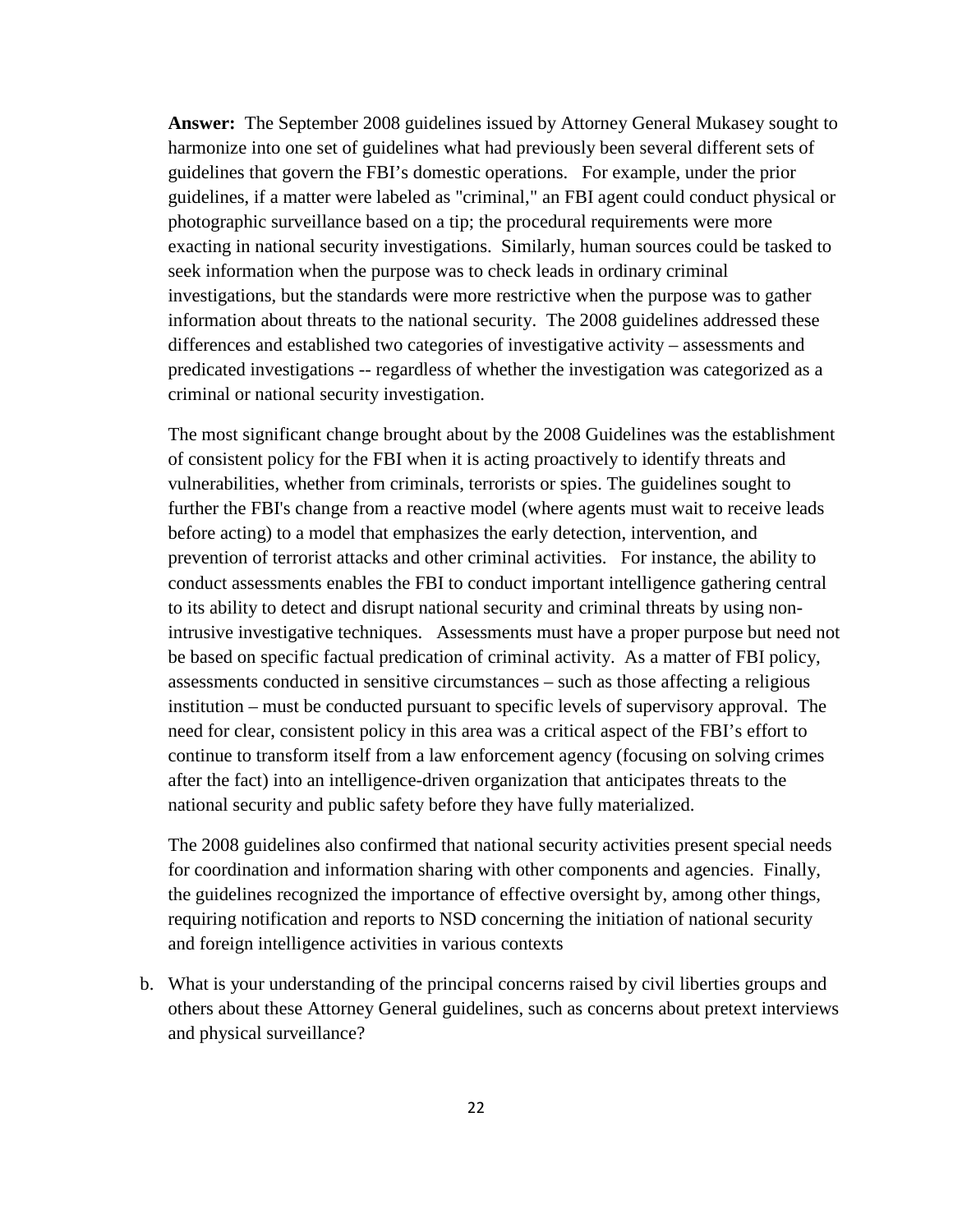**Answer:** The September 2008 guidelines issued by Attorney General Mukasey sought to harmonize into one set of guidelines what had previously been several different sets of guidelines that govern the FBI's domestic operations. For example, under the prior guidelines, if a matter were labeled as "criminal," an FBI agent could conduct physical or photographic surveillance based on a tip; the procedural requirements were more exacting in national security investigations. Similarly, human sources could be tasked to seek information when the purpose was to check leads in ordinary criminal investigations, but the standards were more restrictive when the purpose was to gather information about threats to the national security. The 2008 guidelines addressed these differences and established two categories of investigative activity – assessments and predicated investigations -- regardless of whether the investigation was categorized as a criminal or national security investigation.

The most significant change brought about by the 2008 Guidelines was the establishment of consistent policy for the FBI when it is acting proactively to identify threats and vulnerabilities, whether from criminals, terrorists or spies. The guidelines sought to further the FBI's change from a reactive model (where agents must wait to receive leads before acting) to a model that emphasizes the early detection, intervention, and prevention of terrorist attacks and other criminal activities. For instance, the ability to conduct assessments enables the FBI to conduct important intelligence gathering central to its ability to detect and disrupt national security and criminal threats by using non-intrusive investigative techniques. Assessments must have a proper purpose but need not be based on specific factual predication of criminal activity. As a matter of FBI policy, assessments conducted in sensitive circumstances – such as those affecting a religious institution – must be conducted pursuant to specific levels of supervisory approval. The need for clear, consistent policy in this area was a critical aspect of the FBI's effort to continue to transform itself from a law enforcement agency (focusing on solving crimes after the fact) into an intelligence-driven organization that anticipates threats to the national security and public safety before they have fully materialized.

The 2008 guidelines also confirmed that national security activities present special needs for coordination and information sharing with other components and agencies. Finally, the guidelines recognized the importance of effective oversight by, among other things, requiring notification and reports to NSD concerning the initiation of national security and foreign intelligence activities in various contexts

b. What is your understanding of the principal concerns raised by civil liberties groups and others about these Attorney General guidelines, such as concerns about pretext interviews and physical surveillance?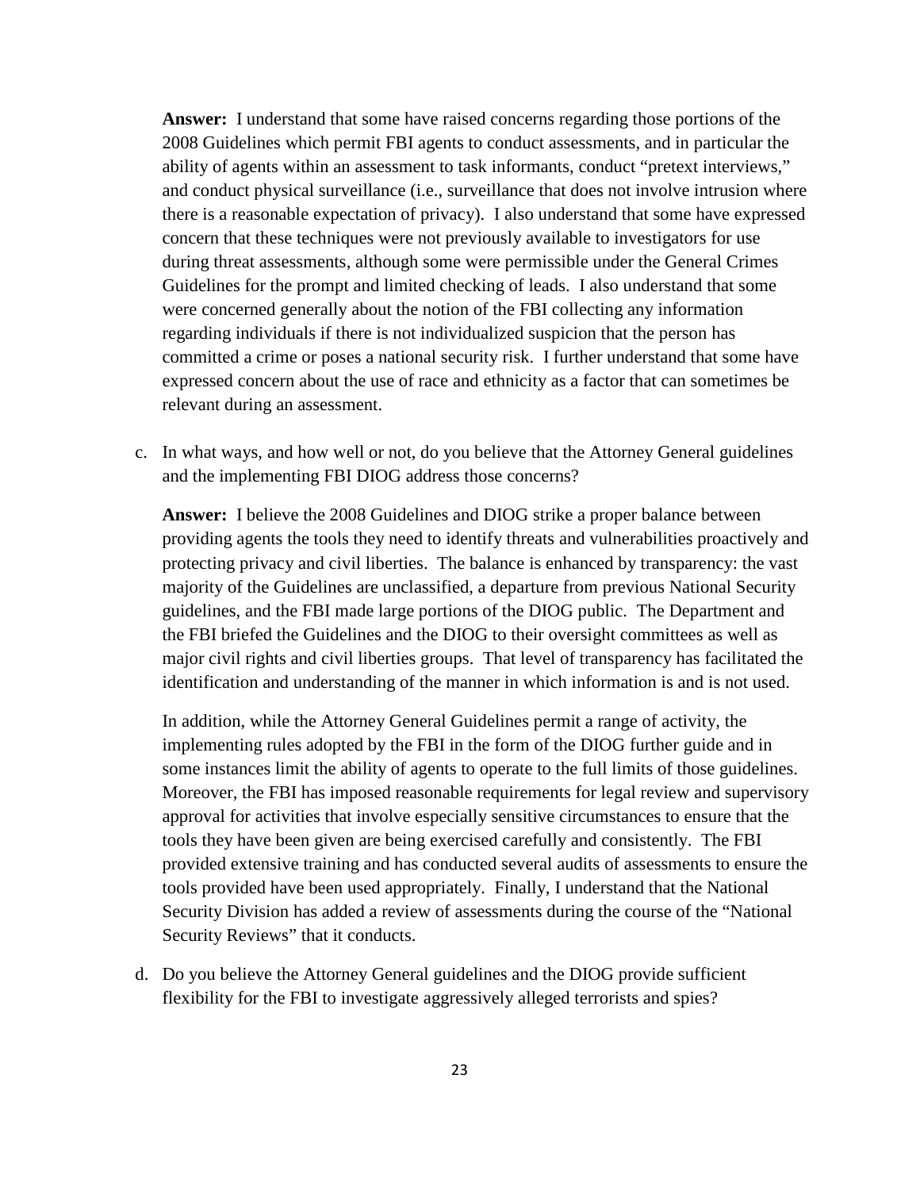**Answer:** I understand that some have raised concerns regarding those portions of the 2008 Guidelines which permit FBI agents to conduct assessments, and in particular the ability of agents within an assessment to task informants, conduct "pretext interviews," and conduct physical surveillance (i.e., surveillance that does not involve intrusion where there is a reasonable expectation of privacy). I also understand that some have expressed concern that these techniques were not previously available to investigators for use during threat assessments, although some were permissible under the General Crimes Guidelines for the prompt and limited checking of leads. I also understand that some were concerned generally about the notion of the FBI collecting any information regarding individuals if there is not individualized suspicion that the person has committed a crime or poses a national security risk. I further understand that some have expressed concern about the use of race and ethnicity as a factor that can sometimes be relevant during an assessment.

c. In what ways, and how well or not, do you believe that the Attorney General guidelines and the implementing FBI DIOG address those concerns?

**Answer:** I believe the 2008 Guidelines and DIOG strike a proper balance between providing agents the tools they need to identify threats and vulnerabilities proactively and protecting privacy and civil liberties. The balance is enhanced by transparency: the vast majority of the Guidelines are unclassified, a departure from previous National Security guidelines, and the FBI made large portions of the DIOG public. The Department and the FBI briefed the Guidelines and the DIOG to their oversight committees as well as major civil rights and civil liberties groups. That level of transparency has facilitated the identification and understanding of the manner in which information is and is not used.

In addition, while the Attorney General Guidelines permit a range of activity, the implementing rules adopted by the FBI in the form of the DIOG further guide and in some instances limit the ability of agents to operate to the full limits of those guidelines. Moreover, the FBI has imposed reasonable requirements for legal review and supervisory approval for activities that involve especially sensitive circumstances to ensure that the tools they have been given are being exercised carefully and consistently. The FBI provided extensive training and has conducted several audits of assessments to ensure the tools provided have been used appropriately. Finally, I understand that the National Security Division has added a review of assessments during the course of the "National Security Reviews" that it conducts.

d. Do you believe the Attorney General guidelines and the DIOG provide sufficient flexibility for the FBI to investigate aggressively alleged terrorists and spies?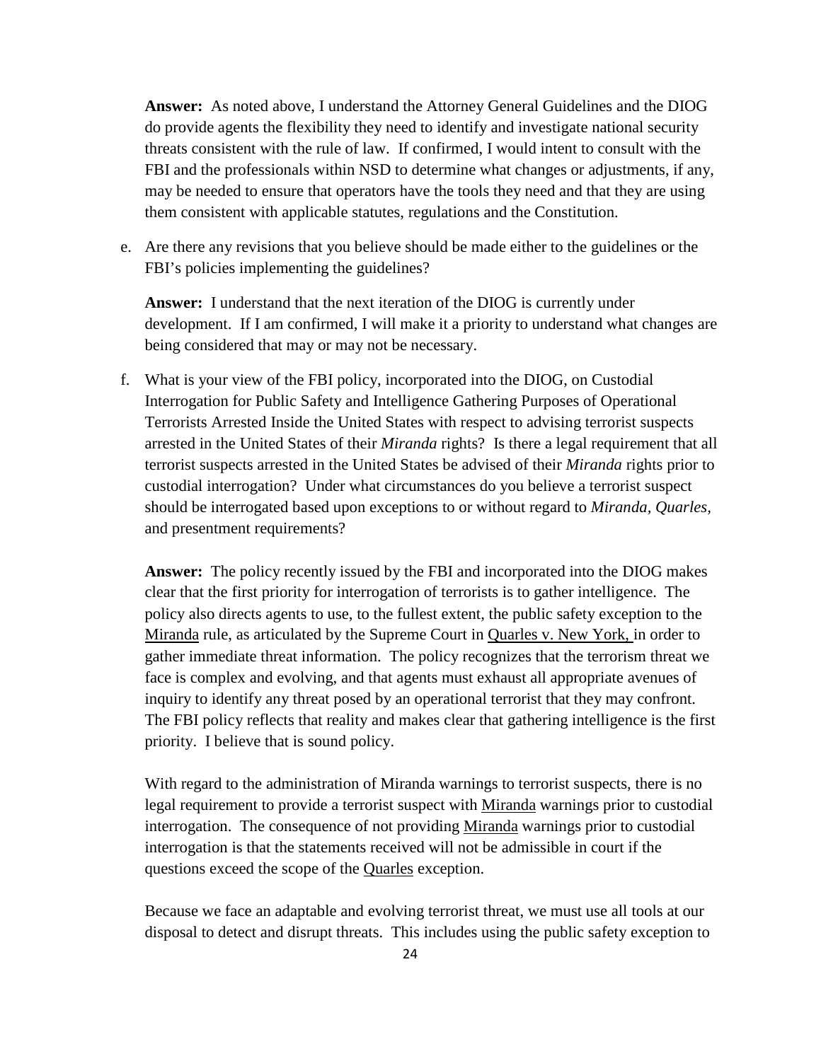**Answer:** As noted above, I understand the Attorney General Guidelines and the DIOG do provide agents the flexibility they need to identify and investigate national security threats consistent with the rule of law. If confirmed, I would intent to consult with the FBI and the professionals within NSD to determine what changes or adjustments, if any, may be needed to ensure that operators have the tools they need and that they are using them consistent with applicable statutes, regulations and the Constitution.

e. Are there any revisions that you believe should be made either to the guidelines or the FBI's policies implementing the guidelines?

**Answer:** I understand that the next iteration of the DIOG is currently under development. If I am confirmed, I will make it a priority to understand what changes are being considered that may or may not be necessary.

f. What is your view of the FBI policy, incorporated into the DIOG, on Custodial Interrogation for Public Safety and Intelligence Gathering Purposes of Operational Terrorists Arrested Inside the United States with respect to advising terrorist suspects arrested in the United States of their *Miranda* rights? Is there a legal requirement that all terrorist suspects arrested in the United States be advised of their *Miranda* rights prior to custodial interrogation? Under what circumstances do you believe a terrorist suspect should be interrogated based upon exceptions to or without regard to *Miranda, Quarles*, and presentment requirements?

**Answer:** The policy recently issued by the FBI and incorporated into the DIOG makes clear that the first priority for interrogation of terrorists is to gather intelligence. The policy also directs agents to use, to the fullest extent, the public safety exception to the Miranda rule, as articulated by the Supreme Court in Quarles v. New York, in order to gather immediate threat information. The policy recognizes that the terrorism threat we face is complex and evolving, and that agents must exhaust all appropriate avenues of inquiry to identify any threat posed by an operational terrorist that they may confront. The FBI policy reflects that reality and makes clear that gathering intelligence is the first priority. I believe that is sound policy.

With regard to the administration of Miranda warnings to terrorist suspects, there is no legal requirement to provide a terrorist suspect with Miranda warnings prior to custodial interrogation. The consequence of not providing Miranda warnings prior to custodial interrogation is that the statements received will not be admissible in court if the questions exceed the scope of the Quarles exception.

Because we face an adaptable and evolving terrorist threat, we must use all tools at our disposal to detect and disrupt threats. This includes using the public safety exception to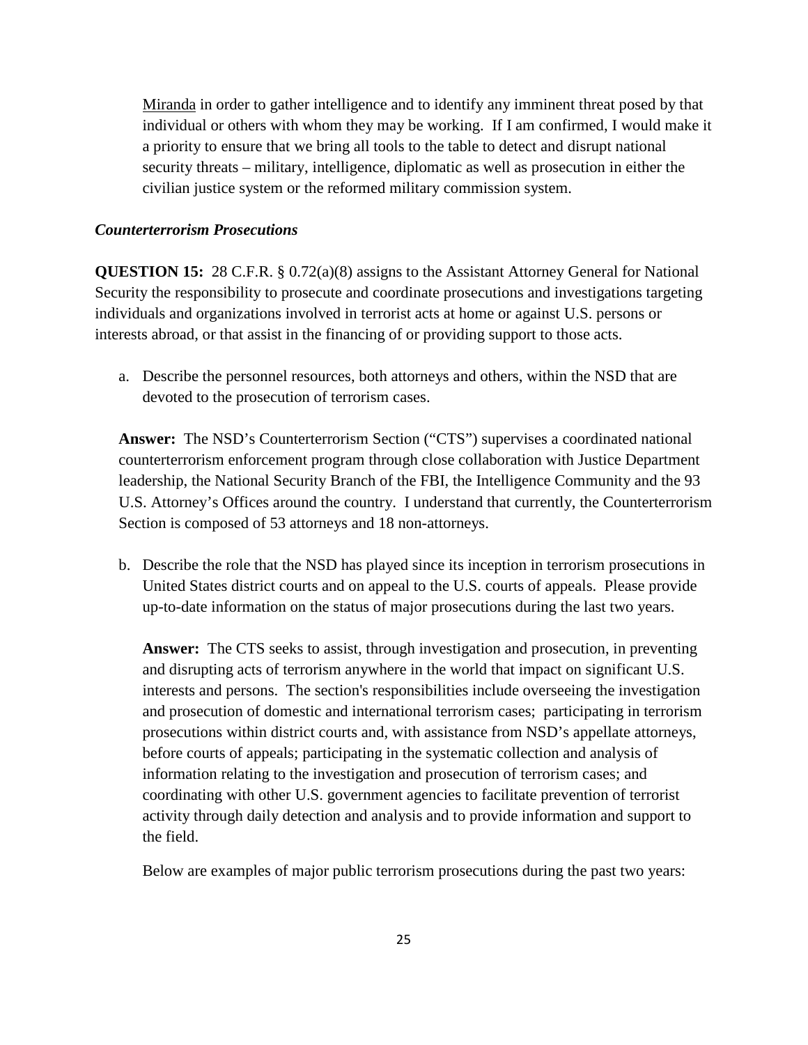Miranda in order to gather intelligence and to identify any imminent threat posed by that individual or others with whom they may be working. If I am confirmed, I would make it a priority to ensure that we bring all tools to the table to detect and disrupt national security threats – military, intelligence, diplomatic as well as prosecution in either the civilian justice system or the reformed military commission system.

***Counterterrorism Prosecutions***

**QUESTION 15:** 28 C.F.R. § 0.72(a)(8) assigns to the Assistant Attorney General for National Security the responsibility to prosecute and coordinate prosecutions and investigations targeting individuals and organizations involved in terrorist acts at home or against U.S. persons or interests abroad, or that assist in the financing of or providing support to those acts.

a. Describe the personnel resources, both attorneys and others, within the NSD that are devoted to the prosecution of terrorism cases.

**Answer:** The NSD's Counterterrorism Section ("CTS") supervises a coordinated national counterterrorism enforcement program through close collaboration with Justice Department leadership, the National Security Branch of the FBI, the Intelligence Community and the 93 U.S. Attorney's Offices around the country. I understand that currently, the Counterterrorism Section is composed of 53 attorneys and 18 non-attorneys.

b. Describe the role that the NSD has played since its inception in terrorism prosecutions in United States district courts and on appeal to the U.S. courts of appeals. Please provide up-to-date information on the status of major prosecutions during the last two years.

   **Answer:** The CTS seeks to assist, through investigation and prosecution, in preventing and disrupting acts of terrorism anywhere in the world that impact on significant U.S. interests and persons. The section's responsibilities include overseeing the investigation and prosecution of domestic and international terrorism cases; participating in terrorism prosecutions within district courts and, with assistance from NSD's appellate attorneys, before courts of appeals; participating in the systematic collection and analysis of information relating to the investigation and prosecution of terrorism cases; and coordinating with other U.S. government agencies to facilitate prevention of terrorist activity through daily detection and analysis and to provide information and support to the field.

   Below are examples of major public terrorism prosecutions during the past two years: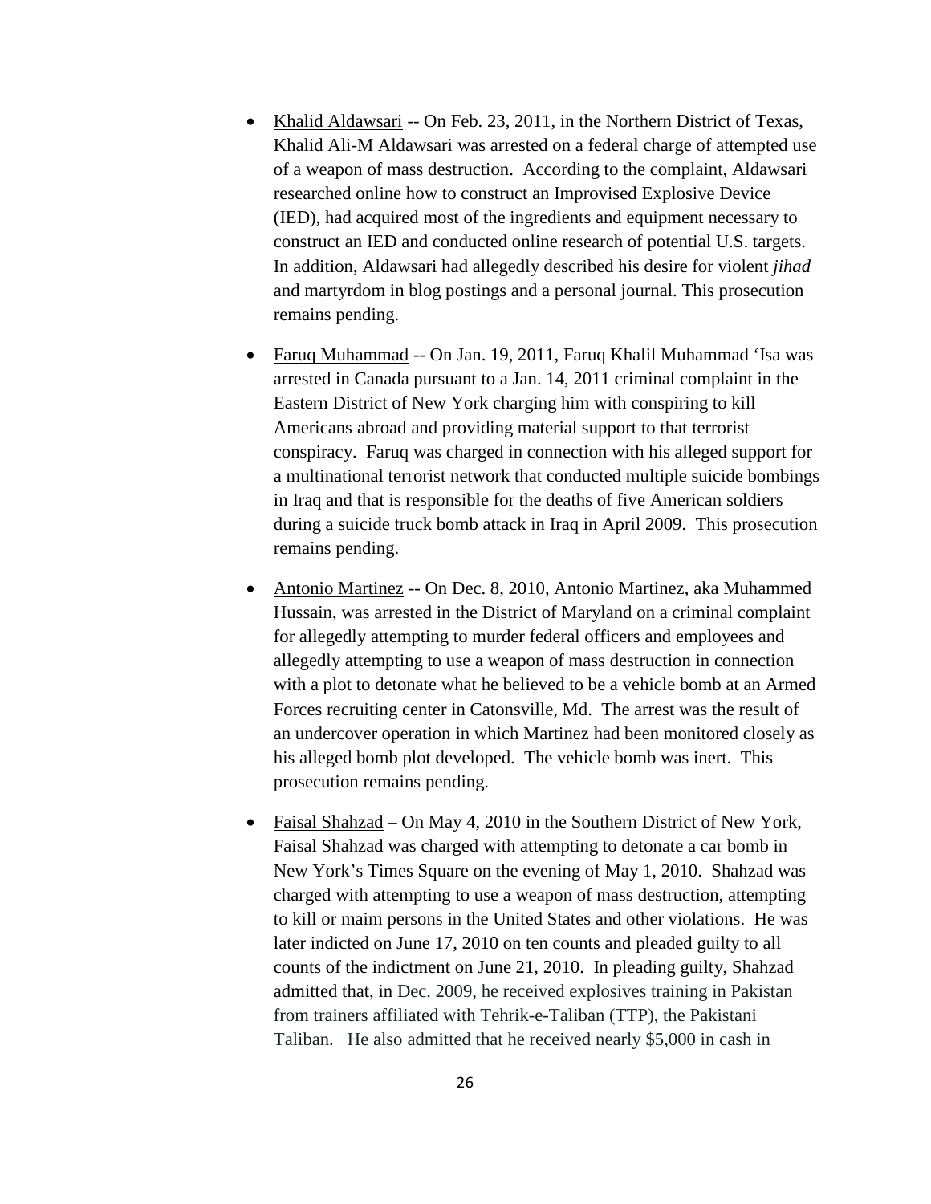- <u>Khalid Aldawsari</u> -- On Feb. 23, 2011, in the Northern District of Texas, Khalid Ali-M Aldawsari was arrested on a federal charge of attempted use of a weapon of mass destruction. According to the complaint, Aldawsari researched online how to construct an Improvised Explosive Device (IED), had acquired most of the ingredients and equipment necessary to construct an IED and conducted online research of potential U.S. targets. In addition, Aldawsari had allegedly described his desire for violent *jihad* and martyrdom in blog postings and a personal journal. This prosecution remains pending.

- <u>Faruq Muhammad</u> -- On Jan. 19, 2011, Faruq Khalil Muhammad 'Isa was arrested in Canada pursuant to a Jan. 14, 2011 criminal complaint in the Eastern District of New York charging him with conspiring to kill Americans abroad and providing material support to that terrorist conspiracy. Faruq was charged in connection with his alleged support for a multinational terrorist network that conducted multiple suicide bombings in Iraq and that is responsible for the deaths of five American soldiers during a suicide truck bomb attack in Iraq in April 2009. This prosecution remains pending.

- <u>Antonio Martinez</u> -- On Dec. 8, 2010, Antonio Martinez, aka Muhammed Hussain, was arrested in the District of Maryland on a criminal complaint for allegedly attempting to murder federal officers and employees and allegedly attempting to use a weapon of mass destruction in connection with a plot to detonate what he believed to be a vehicle bomb at an Armed Forces recruiting center in Catonsville, Md. The arrest was the result of an undercover operation in which Martinez had been monitored closely as his alleged bomb plot developed. The vehicle bomb was inert. This prosecution remains pending.

- <u>Faisal Shahzad</u> – On May 4, 2010 in the Southern District of New York, Faisal Shahzad was charged with attempting to detonate a car bomb in New York's Times Square on the evening of May 1, 2010. Shahzad was charged with attempting to use a weapon of mass destruction, attempting to kill or maim persons in the United States and other violations. He was later indicted on June 17, 2010 on ten counts and pleaded guilty to all counts of the indictment on June 21, 2010. In pleading guilty, Shahzad admitted that, in Dec. 2009, he received explosives training in Pakistan from trainers affiliated with Tehrik-e-Taliban (TTP), the Pakistani Taliban. He also admitted that he received nearly $5,000 in cash in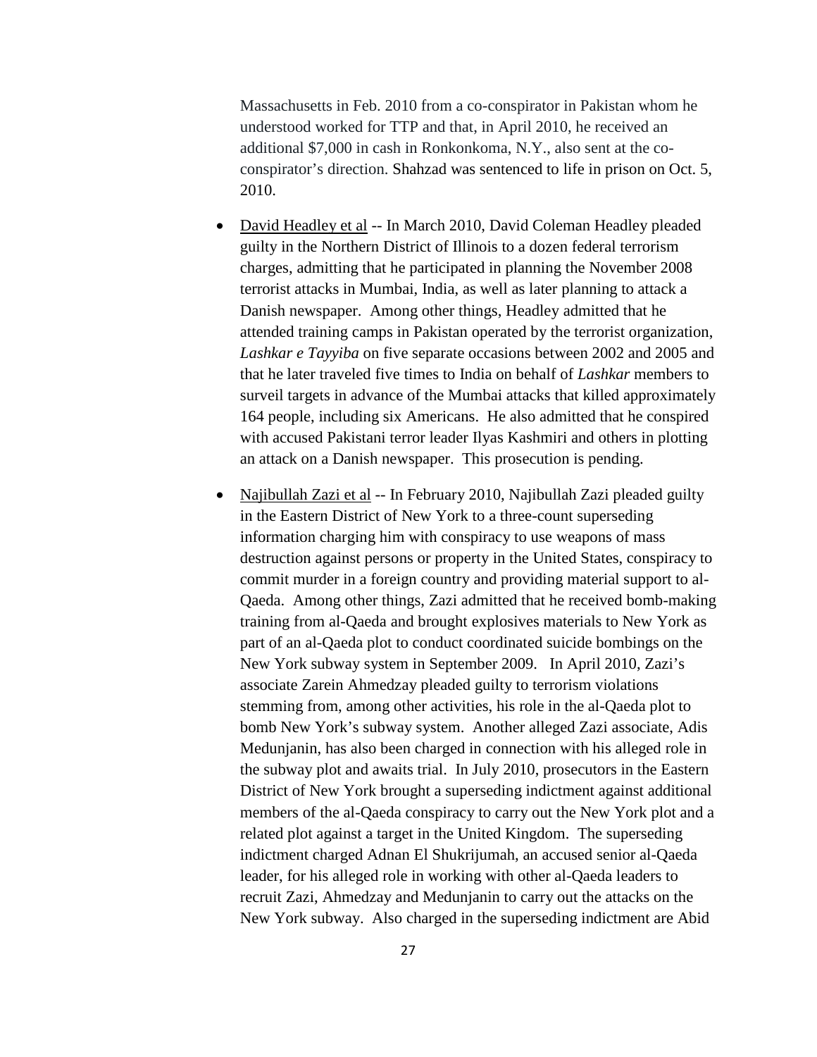Massachusetts in Feb. 2010 from a co-conspirator in Pakistan whom he understood worked for TTP and that, in April 2010, he received an additional $7,000 in cash in Ronkonkoma, N.Y., also sent at the co-conspirator's direction. Shahzad was sentenced to life in prison on Oct. 5, 2010.

- David Headley et al -- In March 2010, David Coleman Headley pleaded guilty in the Northern District of Illinois to a dozen federal terrorism charges, admitting that he participated in planning the November 2008 terrorist attacks in Mumbai, India, as well as later planning to attack a Danish newspaper. Among other things, Headley admitted that he attended training camps in Pakistan operated by the terrorist organization, *Lashkar e Tayyiba* on five separate occasions between 2002 and 2005 and that he later traveled five times to India on behalf of *Lashkar* members to surveil targets in advance of the Mumbai attacks that killed approximately 164 people, including six Americans. He also admitted that he conspired with accused Pakistani terror leader Ilyas Kashmiri and others in plotting an attack on a Danish newspaper. This prosecution is pending.

- Najibullah Zazi et al -- In February 2010, Najibullah Zazi pleaded guilty in the Eastern District of New York to a three-count superseding information charging him with conspiracy to use weapons of mass destruction against persons or property in the United States, conspiracy to commit murder in a foreign country and providing material support to al-Qaeda. Among other things, Zazi admitted that he received bomb-making training from al-Qaeda and brought explosives materials to New York as part of an al-Qaeda plot to conduct coordinated suicide bombings on the New York subway system in September 2009. In April 2010, Zazi's associate Zarein Ahmedzay pleaded guilty to terrorism violations stemming from, among other activities, his role in the al-Qaeda plot to bomb New York's subway system. Another alleged Zazi associate, Adis Medunjanin, has also been charged in connection with his alleged role in the subway plot and awaits trial. In July 2010, prosecutors in the Eastern District of New York brought a superseding indictment against additional members of the al-Qaeda conspiracy to carry out the New York plot and a related plot against a target in the United Kingdom. The superseding indictment charged Adnan El Shukrijumah, an accused senior al-Qaeda leader, for his alleged role in working with other al-Qaeda leaders to recruit Zazi, Ahmedzay and Medunjanin to carry out the attacks on the New York subway. Also charged in the superseding indictment are Abid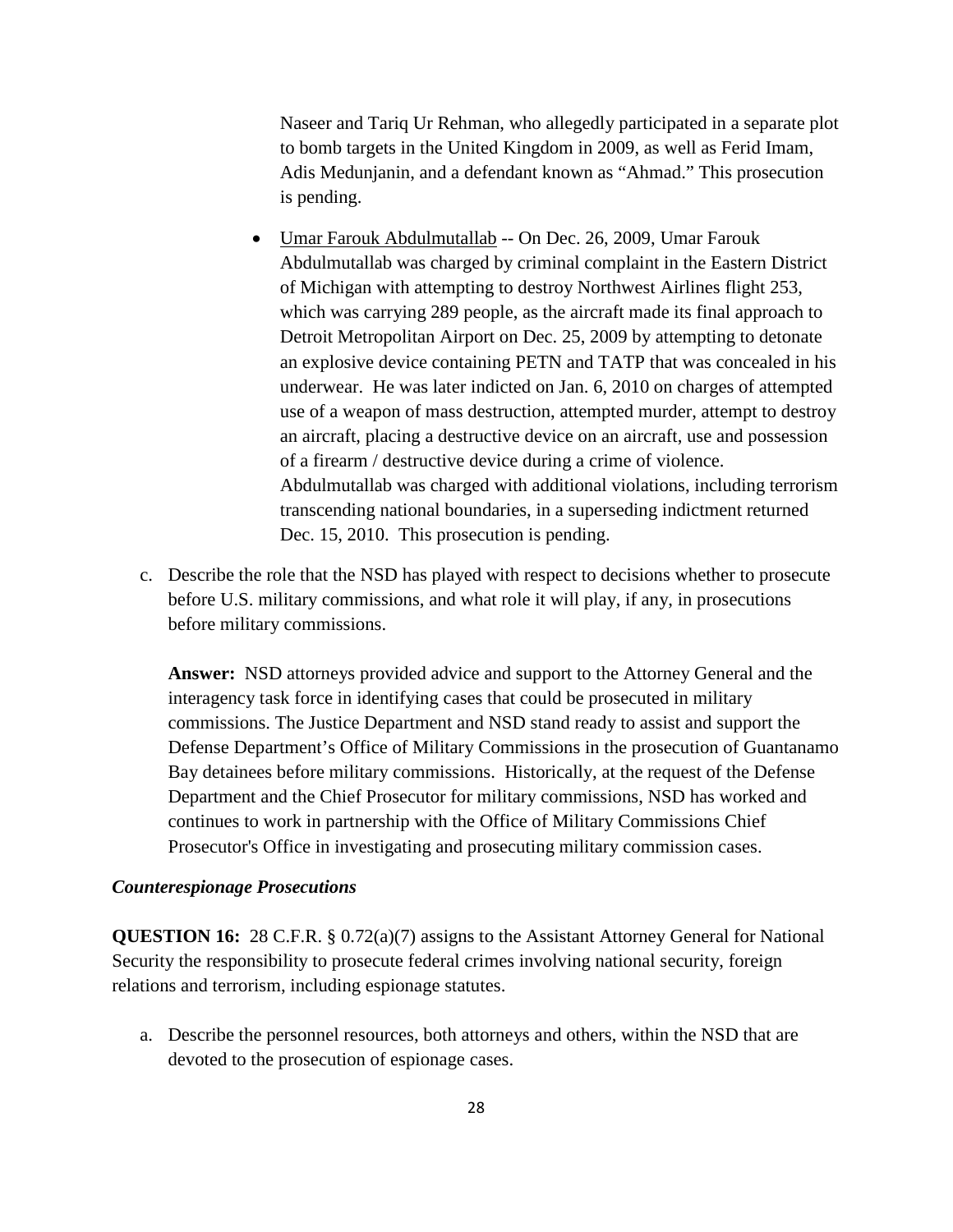Naseer and Tariq Ur Rehman, who allegedly participated in a separate plot to bomb targets in the United Kingdom in 2009, as well as Ferid Imam, Adis Medunjanin, and a defendant known as "Ahmad." This prosecution is pending.

- Umar Farouk Abdulmutallab -- On Dec. 26, 2009, Umar Farouk Abdulmutallab was charged by criminal complaint in the Eastern District of Michigan with attempting to destroy Northwest Airlines flight 253, which was carrying 289 people, as the aircraft made its final approach to Detroit Metropolitan Airport on Dec. 25, 2009 by attempting to detonate an explosive device containing PETN and TATP that was concealed in his underwear. He was later indicted on Jan. 6, 2010 on charges of attempted use of a weapon of mass destruction, attempted murder, attempt to destroy an aircraft, placing a destructive device on an aircraft, use and possession of a firearm / destructive device during a crime of violence. Abdulmutallab was charged with additional violations, including terrorism transcending national boundaries, in a superseding indictment returned Dec. 15, 2010. This prosecution is pending.

c. Describe the role that the NSD has played with respect to decisions whether to prosecute before U.S. military commissions, and what role it will play, if any, in prosecutions before military commissions.

   **Answer:** NSD attorneys provided advice and support to the Attorney General and the interagency task force in identifying cases that could be prosecuted in military commissions. The Justice Department and NSD stand ready to assist and support the Defense Department's Office of Military Commissions in the prosecution of Guantanamo Bay detainees before military commissions. Historically, at the request of the Defense Department and the Chief Prosecutor for military commissions, NSD has worked and continues to work in partnership with the Office of Military Commissions Chief Prosecutor's Office in investigating and prosecuting military commission cases.

***Counterespionage Prosecutions***

**QUESTION 16:** 28 C.F.R. § 0.72(a)(7) assigns to the Assistant Attorney General for National Security the responsibility to prosecute federal crimes involving national security, foreign relations and terrorism, including espionage statutes.

a. Describe the personnel resources, both attorneys and others, within the NSD that are devoted to the prosecution of espionage cases.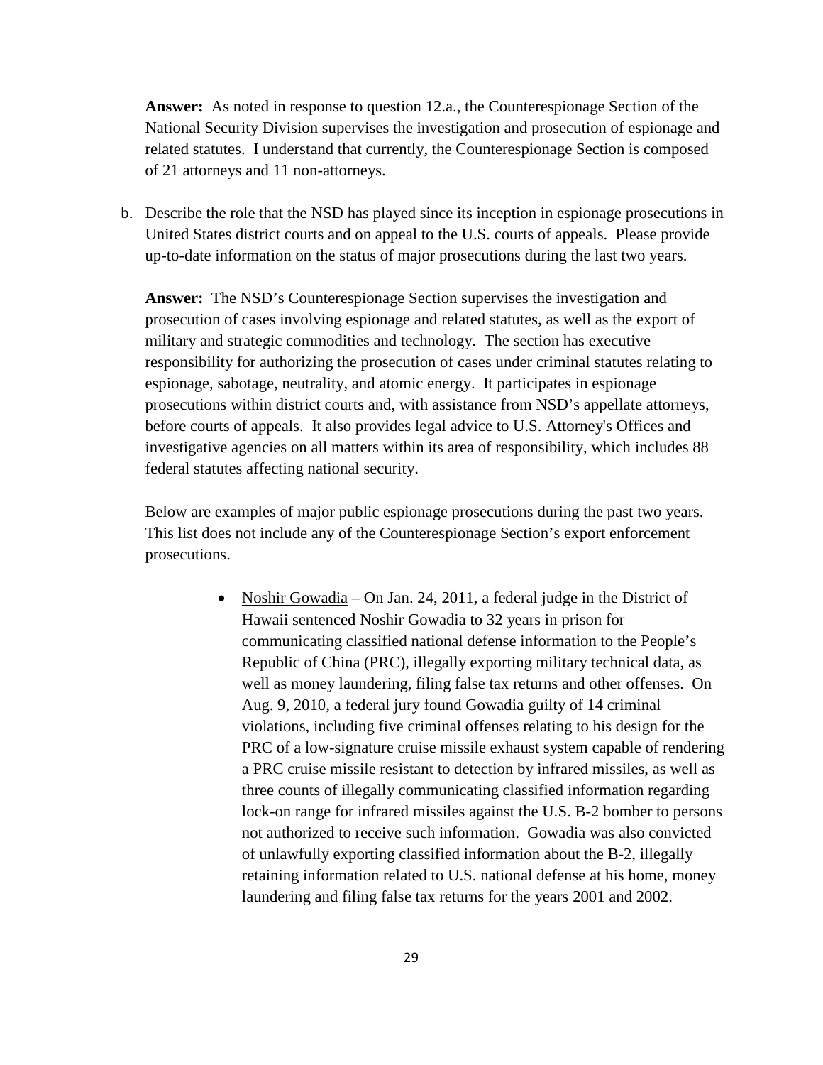**Answer:** As noted in response to question 12.a., the Counterespionage Section of the National Security Division supervises the investigation and prosecution of espionage and related statutes. I understand that currently, the Counterespionage Section is composed of 21 attorneys and 11 non-attorneys.

b. Describe the role that the NSD has played since its inception in espionage prosecutions in United States district courts and on appeal to the U.S. courts of appeals. Please provide up-to-date information on the status of major prosecutions during the last two years.

**Answer:** The NSD's Counterespionage Section supervises the investigation and prosecution of cases involving espionage and related statutes, as well as the export of military and strategic commodities and technology. The section has executive responsibility for authorizing the prosecution of cases under criminal statutes relating to espionage, sabotage, neutrality, and atomic energy. It participates in espionage prosecutions within district courts and, with assistance from NSD's appellate attorneys, before courts of appeals. It also provides legal advice to U.S. Attorney's Offices and investigative agencies on all matters within its area of responsibility, which includes 88 federal statutes affecting national security.

Below are examples of major public espionage prosecutions during the past two years. This list does not include any of the Counterespionage Section's export enforcement prosecutions.

- Noshir Gowadia – On Jan. 24, 2011, a federal judge in the District of Hawaii sentenced Noshir Gowadia to 32 years in prison for communicating classified national defense information to the People's Republic of China (PRC), illegally exporting military technical data, as well as money laundering, filing false tax returns and other offenses. On Aug. 9, 2010, a federal jury found Gowadia guilty of 14 criminal violations, including five criminal offenses relating to his design for the PRC of a low-signature cruise missile exhaust system capable of rendering a PRC cruise missile resistant to detection by infrared missiles, as well as three counts of illegally communicating classified information regarding lock-on range for infrared missiles against the U.S. B-2 bomber to persons not authorized to receive such information. Gowadia was also convicted of unlawfully exporting classified information about the B-2, illegally retaining information related to U.S. national defense at his home, money laundering and filing false tax returns for the years 2001 and 2002.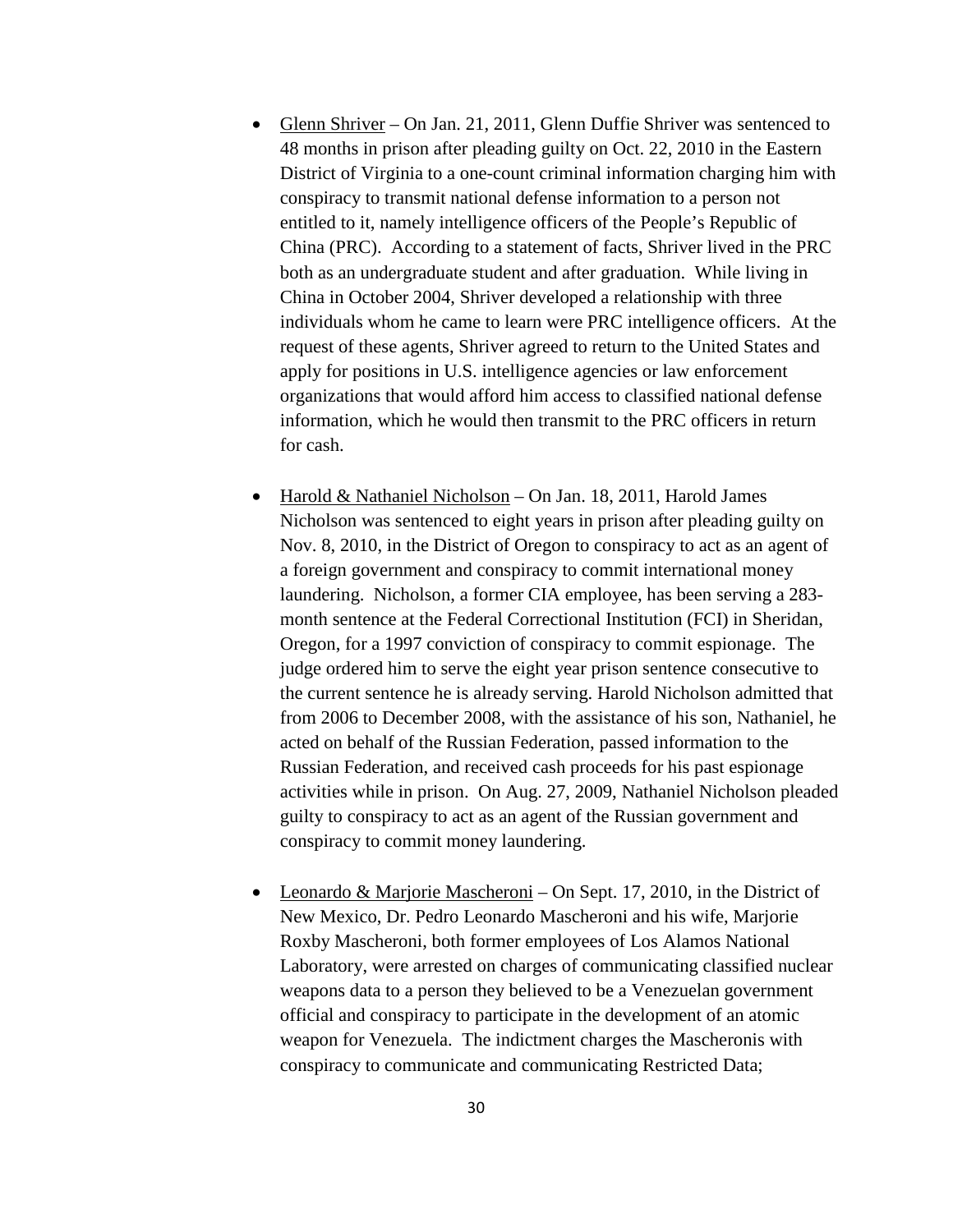- Glenn Shriver – On Jan. 21, 2011, Glenn Duffie Shriver was sentenced to 48 months in prison after pleading guilty on Oct. 22, 2010 in the Eastern District of Virginia to a one-count criminal information charging him with conspiracy to transmit national defense information to a person not entitled to it, namely intelligence officers of the People's Republic of China (PRC). According to a statement of facts, Shriver lived in the PRC both as an undergraduate student and after graduation. While living in China in October 2004, Shriver developed a relationship with three individuals whom he came to learn were PRC intelligence officers. At the request of these agents, Shriver agreed to return to the United States and apply for positions in U.S. intelligence agencies or law enforcement organizations that would afford him access to classified national defense information, which he would then transmit to the PRC officers in return for cash.

- Harold & Nathaniel Nicholson – On Jan. 18, 2011, Harold James Nicholson was sentenced to eight years in prison after pleading guilty on Nov. 8, 2010, in the District of Oregon to conspiracy to act as an agent of a foreign government and conspiracy to commit international money laundering. Nicholson, a former CIA employee, has been serving a 283-month sentence at the Federal Correctional Institution (FCI) in Sheridan, Oregon, for a 1997 conviction of conspiracy to commit espionage. The judge ordered him to serve the eight year prison sentence consecutive to the current sentence he is already serving. Harold Nicholson admitted that from 2006 to December 2008, with the assistance of his son, Nathaniel, he acted on behalf of the Russian Federation, passed information to the Russian Federation, and received cash proceeds for his past espionage activities while in prison. On Aug. 27, 2009, Nathaniel Nicholson pleaded guilty to conspiracy to act as an agent of the Russian government and conspiracy to commit money laundering.

- Leonardo & Marjorie Mascheroni – On Sept. 17, 2010, in the District of New Mexico, Dr. Pedro Leonardo Mascheroni and his wife, Marjorie Roxby Mascheroni, both former employees of Los Alamos National Laboratory, were arrested on charges of communicating classified nuclear weapons data to a person they believed to be a Venezuelan government official and conspiracy to participate in the development of an atomic weapon for Venezuela. The indictment charges the Mascheronis with conspiracy to communicate and communicating Restricted Data;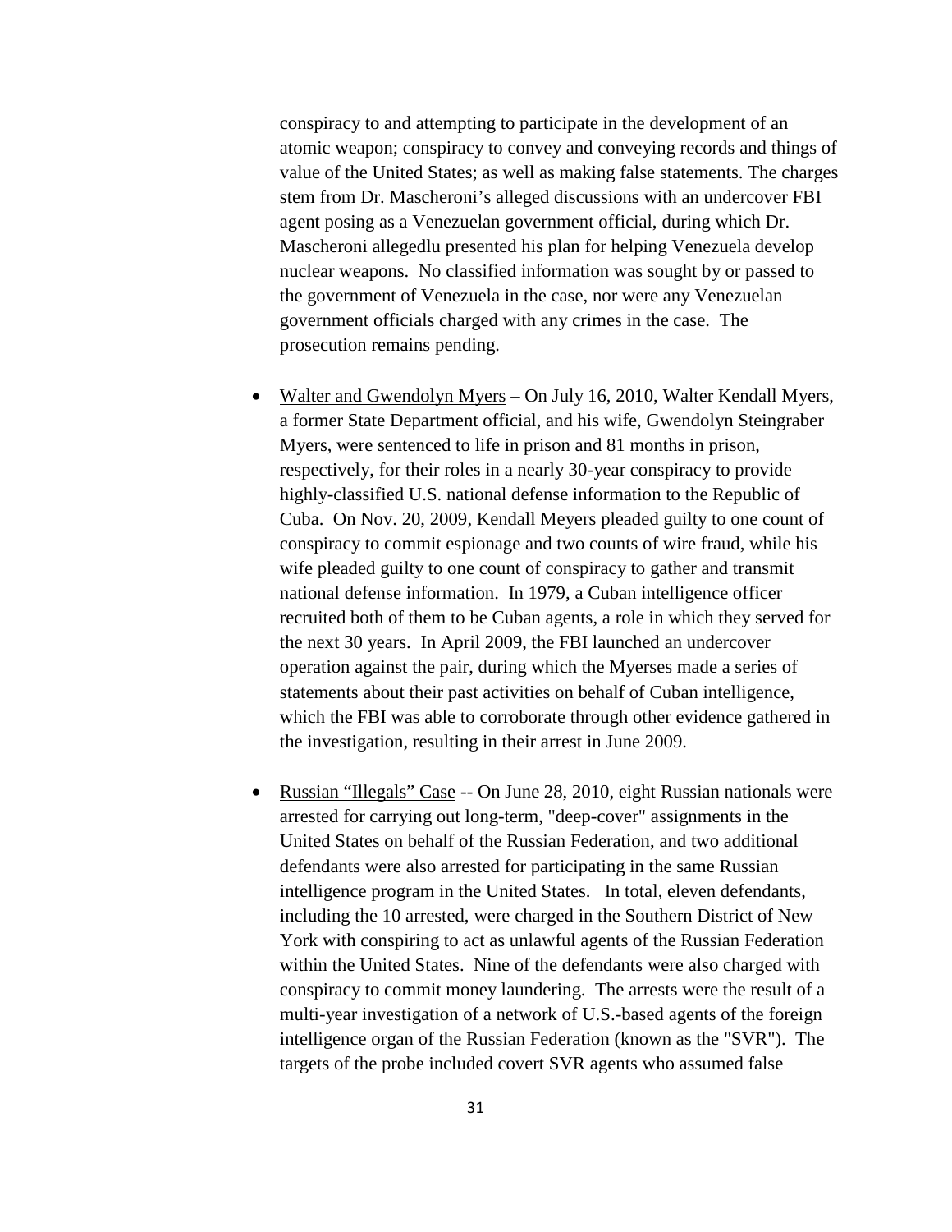conspiracy to and attempting to participate in the development of an atomic weapon; conspiracy to convey and conveying records and things of value of the United States; as well as making false statements. The charges stem from Dr. Mascheroni's alleged discussions with an undercover FBI agent posing as a Venezuelan government official, during which Dr. Mascheroni allegedlu presented his plan for helping Venezuela develop nuclear weapons. No classified information was sought by or passed to the government of Venezuela in the case, nor were any Venezuelan government officials charged with any crimes in the case. The prosecution remains pending.

- Walter and Gwendolyn Myers – On July 16, 2010, Walter Kendall Myers, a former State Department official, and his wife, Gwendolyn Steingraber Myers, were sentenced to life in prison and 81 months in prison, respectively, for their roles in a nearly 30-year conspiracy to provide highly-classified U.S. national defense information to the Republic of Cuba. On Nov. 20, 2009, Kendall Meyers pleaded guilty to one count of conspiracy to commit espionage and two counts of wire fraud, while his wife pleaded guilty to one count of conspiracy to gather and transmit national defense information. In 1979, a Cuban intelligence officer recruited both of them to be Cuban agents, a role in which they served for the next 30 years. In April 2009, the FBI launched an undercover operation against the pair, during which the Myerses made a series of statements about their past activities on behalf of Cuban intelligence, which the FBI was able to corroborate through other evidence gathered in the investigation, resulting in their arrest in June 2009.

- Russian "Illegals" Case -- On June 28, 2010, eight Russian nationals were arrested for carrying out long-term, "deep-cover" assignments in the United States on behalf of the Russian Federation, and two additional defendants were also arrested for participating in the same Russian intelligence program in the United States. In total, eleven defendants, including the 10 arrested, were charged in the Southern District of New York with conspiring to act as unlawful agents of the Russian Federation within the United States. Nine of the defendants were also charged with conspiracy to commit money laundering. The arrests were the result of a multi-year investigation of a network of U.S.-based agents of the foreign intelligence organ of the Russian Federation (known as the "SVR"). The targets of the probe included covert SVR agents who assumed false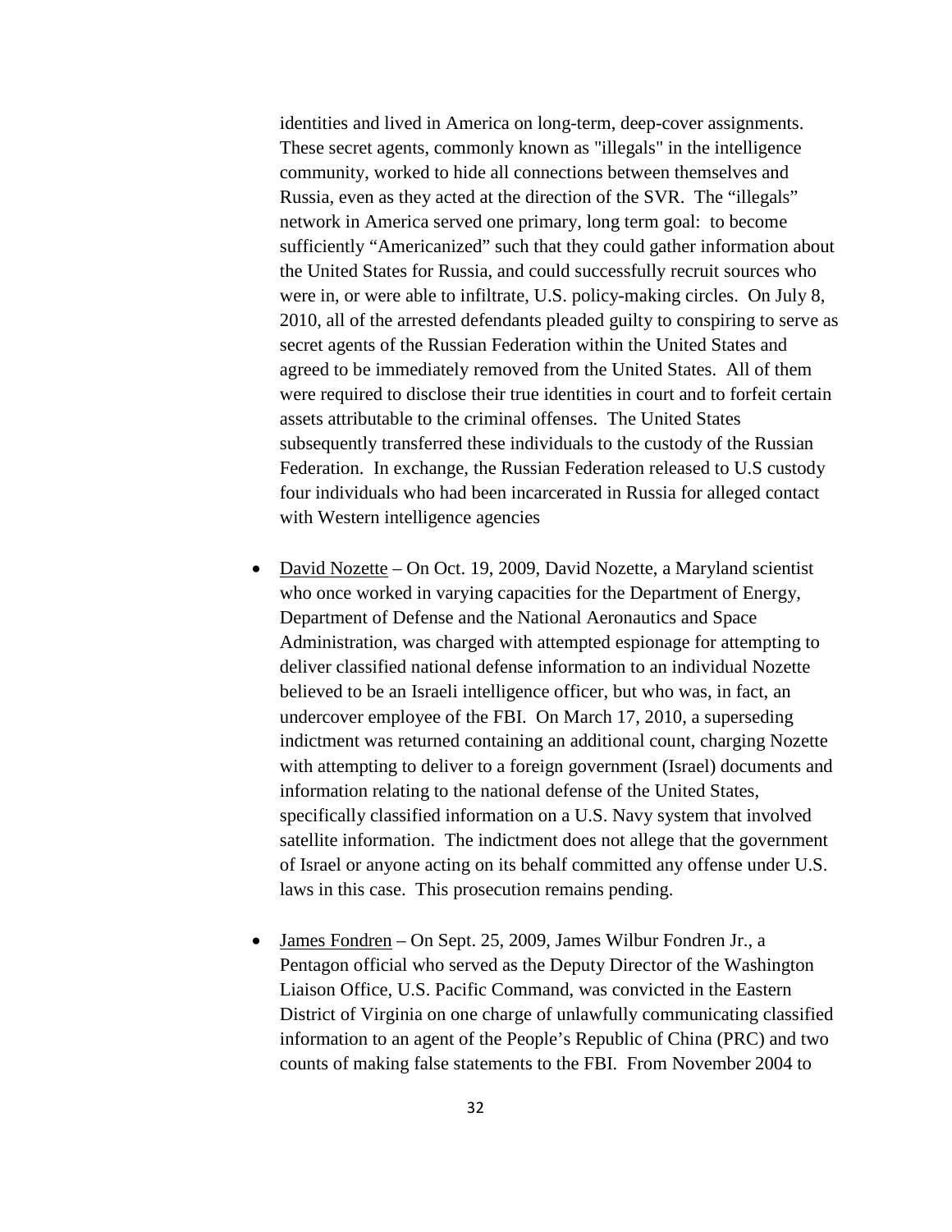identities and lived in America on long-term, deep-cover assignments. These secret agents, commonly known as "illegals" in the intelligence community, worked to hide all connections between themselves and Russia, even as they acted at the direction of the SVR. The "illegals" network in America served one primary, long term goal: to become sufficiently "Americanized" such that they could gather information about the United States for Russia, and could successfully recruit sources who were in, or were able to infiltrate, U.S. policy-making circles. On July 8, 2010, all of the arrested defendants pleaded guilty to conspiring to serve as secret agents of the Russian Federation within the United States and agreed to be immediately removed from the United States. All of them were required to disclose their true identities in court and to forfeit certain assets attributable to the criminal offenses. The United States subsequently transferred these individuals to the custody of the Russian Federation. In exchange, the Russian Federation released to U.S custody four individuals who had been incarcerated in Russia for alleged contact with Western intelligence agencies

- David Nozette – On Oct. 19, 2009, David Nozette, a Maryland scientist who once worked in varying capacities for the Department of Energy, Department of Defense and the National Aeronautics and Space Administration, was charged with attempted espionage for attempting to deliver classified national defense information to an individual Nozette believed to be an Israeli intelligence officer, but who was, in fact, an undercover employee of the FBI. On March 17, 2010, a superseding indictment was returned containing an additional count, charging Nozette with attempting to deliver to a foreign government (Israel) documents and information relating to the national defense of the United States, specifically classified information on a U.S. Navy system that involved satellite information. The indictment does not allege that the government of Israel or anyone acting on its behalf committed any offense under U.S. laws in this case. This prosecution remains pending.

- James Fondren – On Sept. 25, 2009, James Wilbur Fondren Jr., a Pentagon official who served as the Deputy Director of the Washington Liaison Office, U.S. Pacific Command, was convicted in the Eastern District of Virginia on one charge of unlawfully communicating classified information to an agent of the People's Republic of China (PRC) and two counts of making false statements to the FBI. From November 2004 to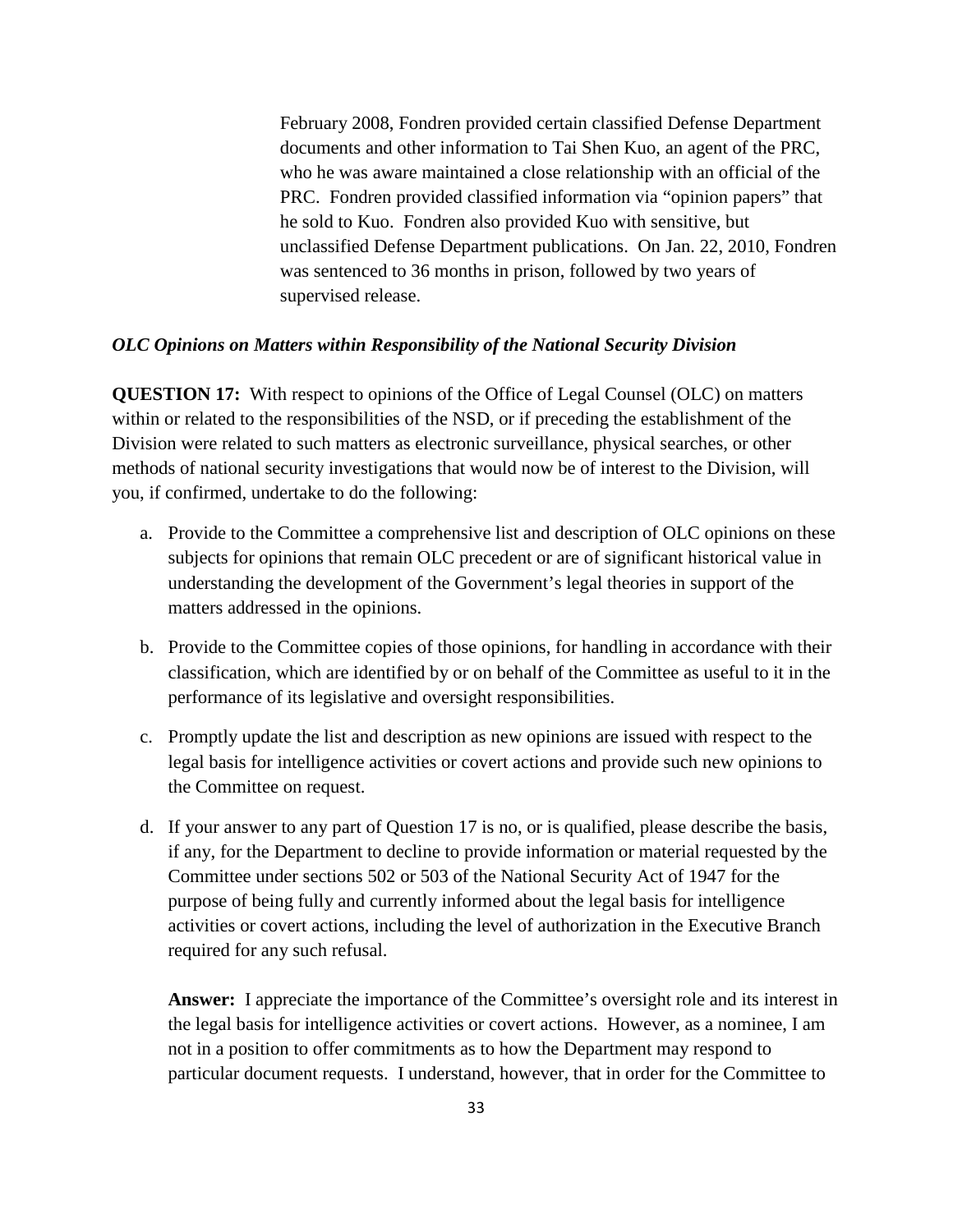February 2008, Fondren provided certain classified Defense Department documents and other information to Tai Shen Kuo, an agent of the PRC, who he was aware maintained a close relationship with an official of the PRC. Fondren provided classified information via "opinion papers" that he sold to Kuo. Fondren also provided Kuo with sensitive, but unclassified Defense Department publications. On Jan. 22, 2010, Fondren was sentenced to 36 months in prison, followed by two years of supervised release.

***OLC Opinions on Matters within Responsibility of the National Security Division***

**QUESTION 17:** With respect to opinions of the Office of Legal Counsel (OLC) on matters within or related to the responsibilities of the NSD, or if preceding the establishment of the Division were related to such matters as electronic surveillance, physical searches, or other methods of national security investigations that would now be of interest to the Division, will you, if confirmed, undertake to do the following:

a. Provide to the Committee a comprehensive list and description of OLC opinions on these subjects for opinions that remain OLC precedent or are of significant historical value in understanding the development of the Government's legal theories in support of the matters addressed in the opinions.

b. Provide to the Committee copies of those opinions, for handling in accordance with their classification, which are identified by or on behalf of the Committee as useful to it in the performance of its legislative and oversight responsibilities.

c. Promptly update the list and description as new opinions are issued with respect to the legal basis for intelligence activities or covert actions and provide such new opinions to the Committee on request.

d. If your answer to any part of Question 17 is no, or is qualified, please describe the basis, if any, for the Department to decline to provide information or material requested by the Committee under sections 502 or 503 of the National Security Act of 1947 for the purpose of being fully and currently informed about the legal basis for intelligence activities or covert actions, including the level of authorization in the Executive Branch required for any such refusal.

**Answer:** I appreciate the importance of the Committee's oversight role and its interest in the legal basis for intelligence activities or covert actions. However, as a nominee, I am not in a position to offer commitments as to how the Department may respond to particular document requests. I understand, however, that in order for the Committee to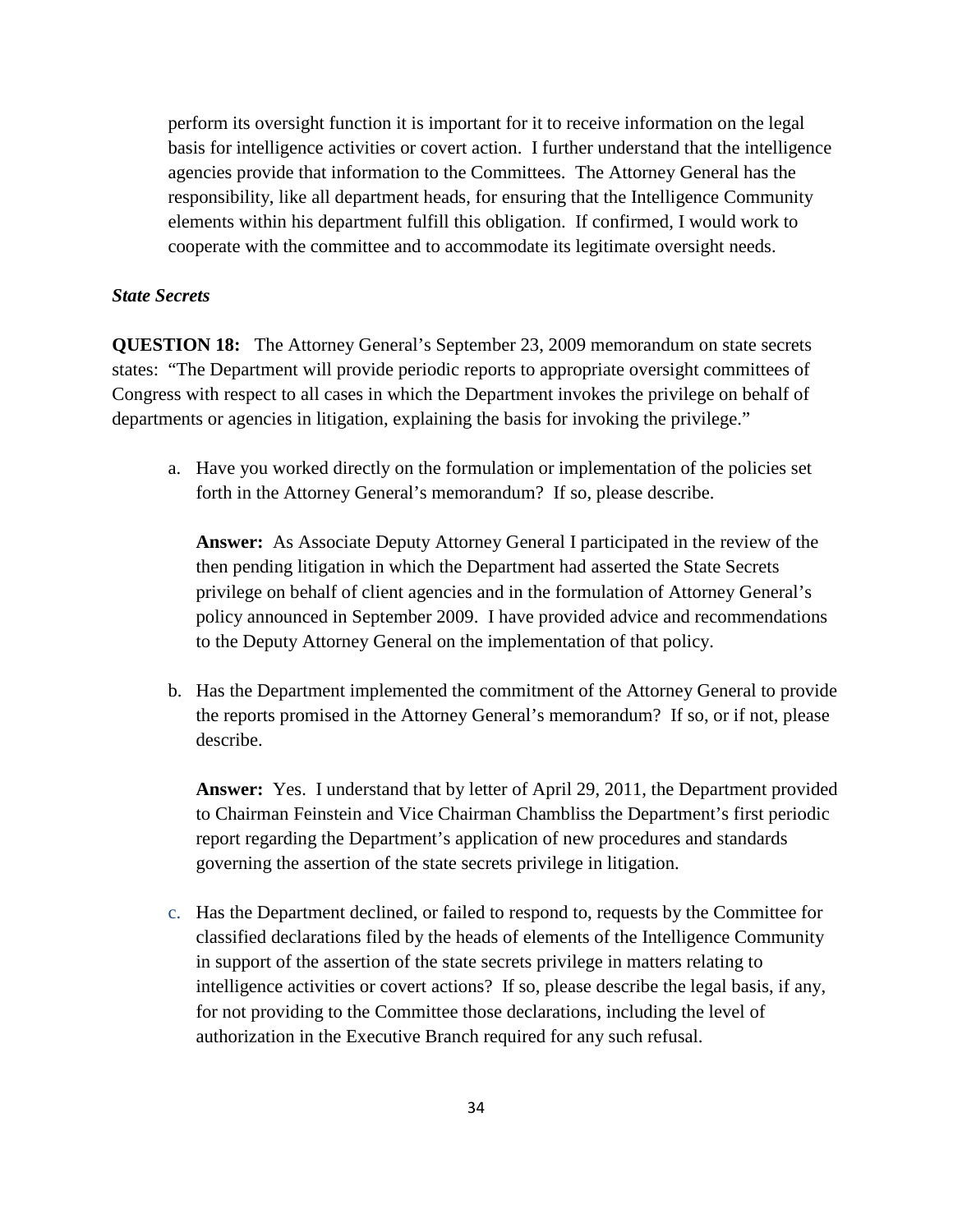perform its oversight function it is important for it to receive information on the legal basis for intelligence activities or covert action. I further understand that the intelligence agencies provide that information to the Committees. The Attorney General has the responsibility, like all department heads, for ensuring that the Intelligence Community elements within his department fulfill this obligation. If confirmed, I would work to cooperate with the committee and to accommodate its legitimate oversight needs.

***State Secrets***

**QUESTION 18:** The Attorney General's September 23, 2009 memorandum on state secrets states: "The Department will provide periodic reports to appropriate oversight committees of Congress with respect to all cases in which the Department invokes the privilege on behalf of departments or agencies in litigation, explaining the basis for invoking the privilege."

a. Have you worked directly on the formulation or implementation of the policies set forth in the Attorney General's memorandum? If so, please describe.

   **Answer:** As Associate Deputy Attorney General I participated in the review of the then pending litigation in which the Department had asserted the State Secrets privilege on behalf of client agencies and in the formulation of Attorney General's policy announced in September 2009. I have provided advice and recommendations to the Deputy Attorney General on the implementation of that policy.

b. Has the Department implemented the commitment of the Attorney General to provide the reports promised in the Attorney General's memorandum? If so, or if not, please describe.

   **Answer:** Yes. I understand that by letter of April 29, 2011, the Department provided to Chairman Feinstein and Vice Chairman Chambliss the Department's first periodic report regarding the Department's application of new procedures and standards governing the assertion of the state secrets privilege in litigation.

c. Has the Department declined, or failed to respond to, requests by the Committee for classified declarations filed by the heads of elements of the Intelligence Community in support of the assertion of the state secrets privilege in matters relating to intelligence activities or covert actions? If so, please describe the legal basis, if any, for not providing to the Committee those declarations, including the level of authorization in the Executive Branch required for any such refusal.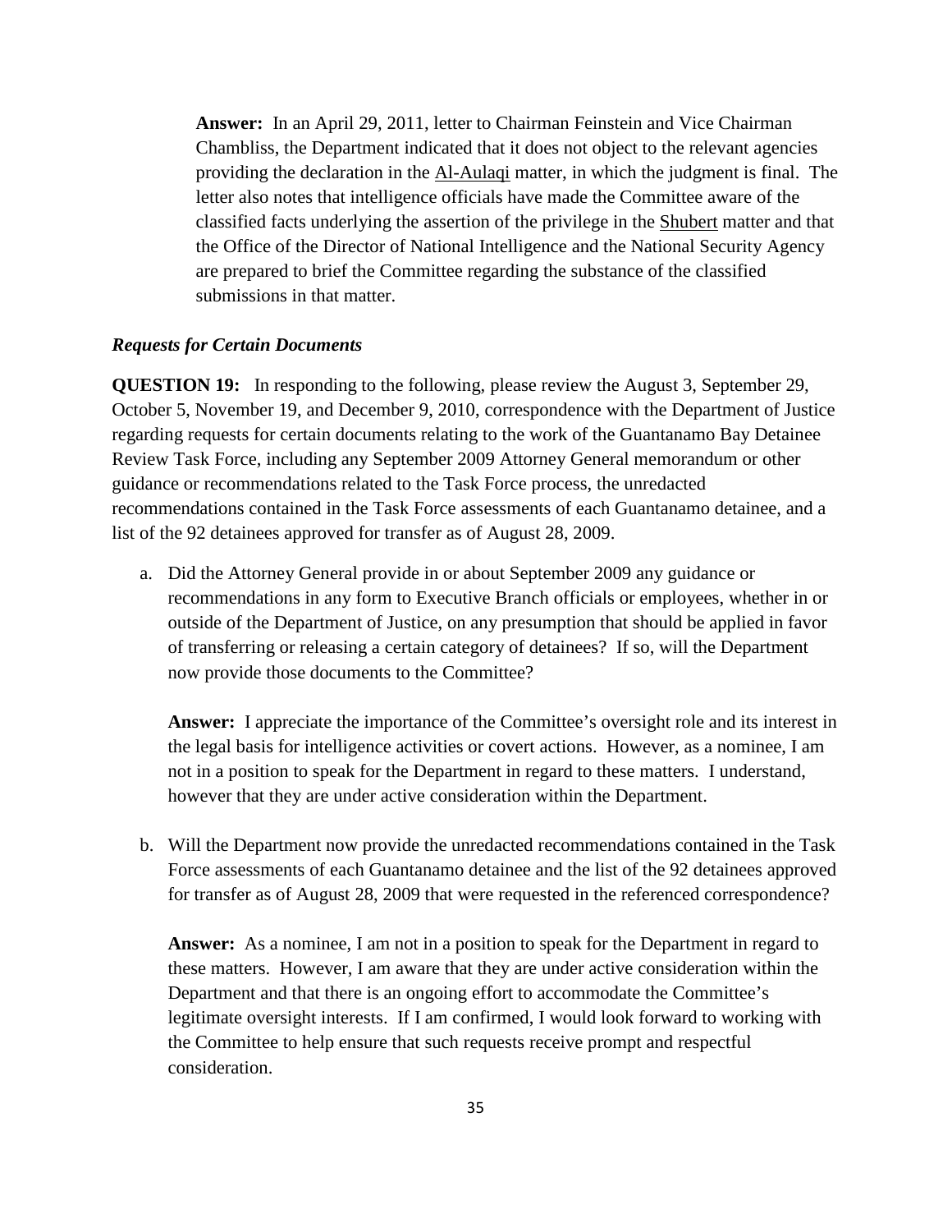**Answer:** In an April 29, 2011, letter to Chairman Feinstein and Vice Chairman Chambliss, the Department indicated that it does not object to the relevant agencies providing the declaration in the Al-Aulaqi matter, in which the judgment is final. The letter also notes that intelligence officials have made the Committee aware of the classified facts underlying the assertion of the privilege in the Shubert matter and that the Office of the Director of National Intelligence and the National Security Agency are prepared to brief the Committee regarding the substance of the classified submissions in that matter.

***Requests for Certain Documents***

**QUESTION 19:** In responding to the following, please review the August 3, September 29, October 5, November 19, and December 9, 2010, correspondence with the Department of Justice regarding requests for certain documents relating to the work of the Guantanamo Bay Detainee Review Task Force, including any September 2009 Attorney General memorandum or other guidance or recommendations related to the Task Force process, the unredacted recommendations contained in the Task Force assessments of each Guantanamo detainee, and a list of the 92 detainees approved for transfer as of August 28, 2009.

a. Did the Attorney General provide in or about September 2009 any guidance or recommendations in any form to Executive Branch officials or employees, whether in or outside of the Department of Justice, on any presumption that should be applied in favor of transferring or releasing a certain category of detainees? If so, will the Department now provide those documents to the Committee?

   **Answer:** I appreciate the importance of the Committee's oversight role and its interest in the legal basis for intelligence activities or covert actions. However, as a nominee, I am not in a position to speak for the Department in regard to these matters. I understand, however that they are under active consideration within the Department.

b. Will the Department now provide the unredacted recommendations contained in the Task Force assessments of each Guantanamo detainee and the list of the 92 detainees approved for transfer as of August 28, 2009 that were requested in the referenced correspondence?

   **Answer:** As a nominee, I am not in a position to speak for the Department in regard to these matters. However, I am aware that they are under active consideration within the Department and that there is an ongoing effort to accommodate the Committee's legitimate oversight interests. If I am confirmed, I would look forward to working with the Committee to help ensure that such requests receive prompt and respectful consideration.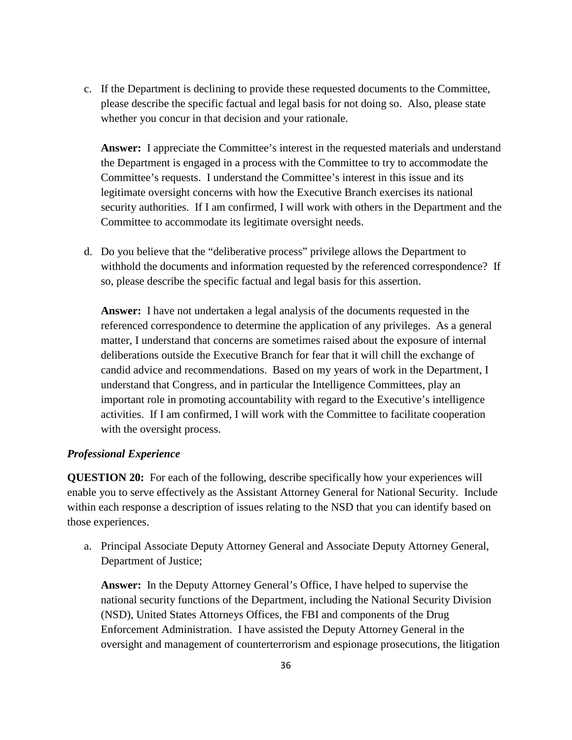c. If the Department is declining to provide these requested documents to the Committee, please describe the specific factual and legal basis for not doing so. Also, please state whether you concur in that decision and your rationale.

   **Answer:** I appreciate the Committee's interest in the requested materials and understand the Department is engaged in a process with the Committee to try to accommodate the Committee's requests. I understand the Committee's interest in this issue and its legitimate oversight concerns with how the Executive Branch exercises its national security authorities. If I am confirmed, I will work with others in the Department and the Committee to accommodate its legitimate oversight needs.

d. Do you believe that the "deliberative process" privilege allows the Department to withhold the documents and information requested by the referenced correspondence? If so, please describe the specific factual and legal basis for this assertion.

   **Answer:** I have not undertaken a legal analysis of the documents requested in the referenced correspondence to determine the application of any privileges. As a general matter, I understand that concerns are sometimes raised about the exposure of internal deliberations outside the Executive Branch for fear that it will chill the exchange of candid advice and recommendations. Based on my years of work in the Department, I understand that Congress, and in particular the Intelligence Committees, play an important role in promoting accountability with regard to the Executive's intelligence activities. If I am confirmed, I will work with the Committee to facilitate cooperation with the oversight process.

***Professional Experience***

**QUESTION 20:** For each of the following, describe specifically how your experiences will enable you to serve effectively as the Assistant Attorney General for National Security. Include within each response a description of issues relating to the NSD that you can identify based on those experiences.

a. Principal Associate Deputy Attorney General and Associate Deputy Attorney General, Department of Justice;

   **Answer:** In the Deputy Attorney General's Office, I have helped to supervise the national security functions of the Department, including the National Security Division (NSD), United States Attorneys Offices, the FBI and components of the Drug Enforcement Administration. I have assisted the Deputy Attorney General in the oversight and management of counterterrorism and espionage prosecutions, the litigation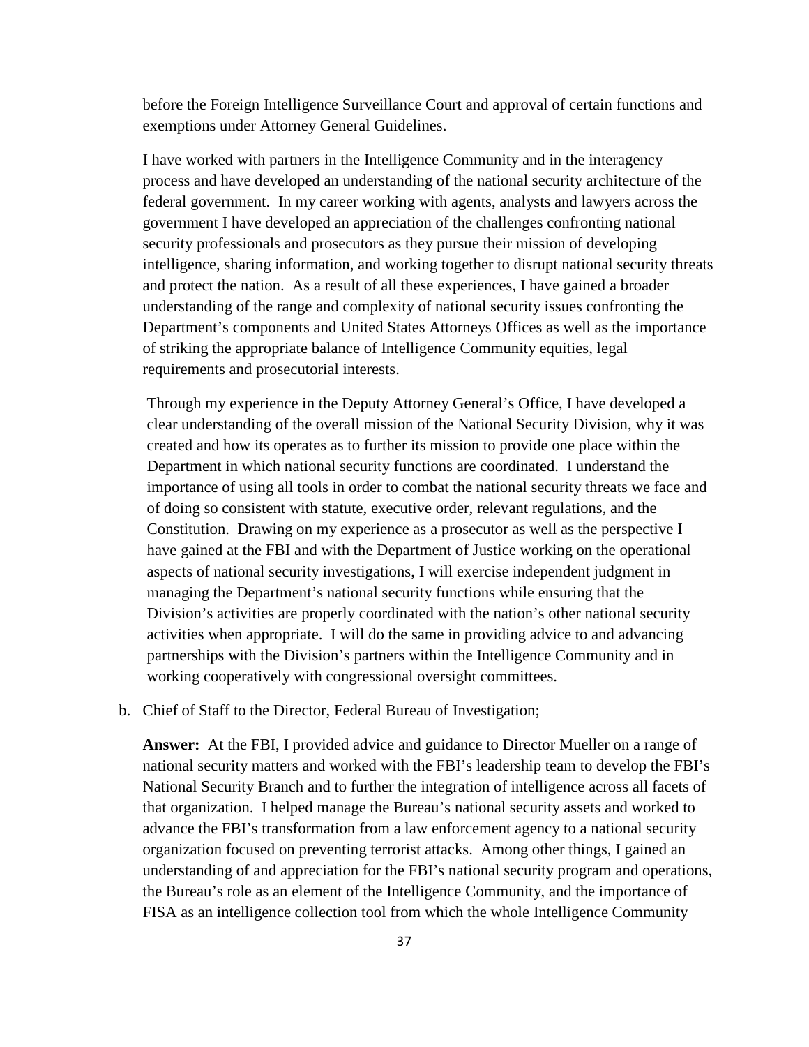before the Foreign Intelligence Surveillance Court and approval of certain functions and exemptions under Attorney General Guidelines.

I have worked with partners in the Intelligence Community and in the interagency process and have developed an understanding of the national security architecture of the federal government. In my career working with agents, analysts and lawyers across the government I have developed an appreciation of the challenges confronting national security professionals and prosecutors as they pursue their mission of developing intelligence, sharing information, and working together to disrupt national security threats and protect the nation. As a result of all these experiences, I have gained a broader understanding of the range and complexity of national security issues confronting the Department's components and United States Attorneys Offices as well as the importance of striking the appropriate balance of Intelligence Community equities, legal requirements and prosecutorial interests.

Through my experience in the Deputy Attorney General's Office, I have developed a clear understanding of the overall mission of the National Security Division, why it was created and how its operates as to further its mission to provide one place within the Department in which national security functions are coordinated. I understand the importance of using all tools in order to combat the national security threats we face and of doing so consistent with statute, executive order, relevant regulations, and the Constitution. Drawing on my experience as a prosecutor as well as the perspective I have gained at the FBI and with the Department of Justice working on the operational aspects of national security investigations, I will exercise independent judgment in managing the Department's national security functions while ensuring that the Division's activities are properly coordinated with the nation's other national security activities when appropriate. I will do the same in providing advice to and advancing partnerships with the Division's partners within the Intelligence Community and in working cooperatively with congressional oversight committees.

b. Chief of Staff to the Director, Federal Bureau of Investigation;

**Answer:** At the FBI, I provided advice and guidance to Director Mueller on a range of national security matters and worked with the FBI's leadership team to develop the FBI's National Security Branch and to further the integration of intelligence across all facets of that organization. I helped manage the Bureau's national security assets and worked to advance the FBI's transformation from a law enforcement agency to a national security organization focused on preventing terrorist attacks. Among other things, I gained an understanding of and appreciation for the FBI's national security program and operations, the Bureau's role as an element of the Intelligence Community, and the importance of FISA as an intelligence collection tool from which the whole Intelligence Community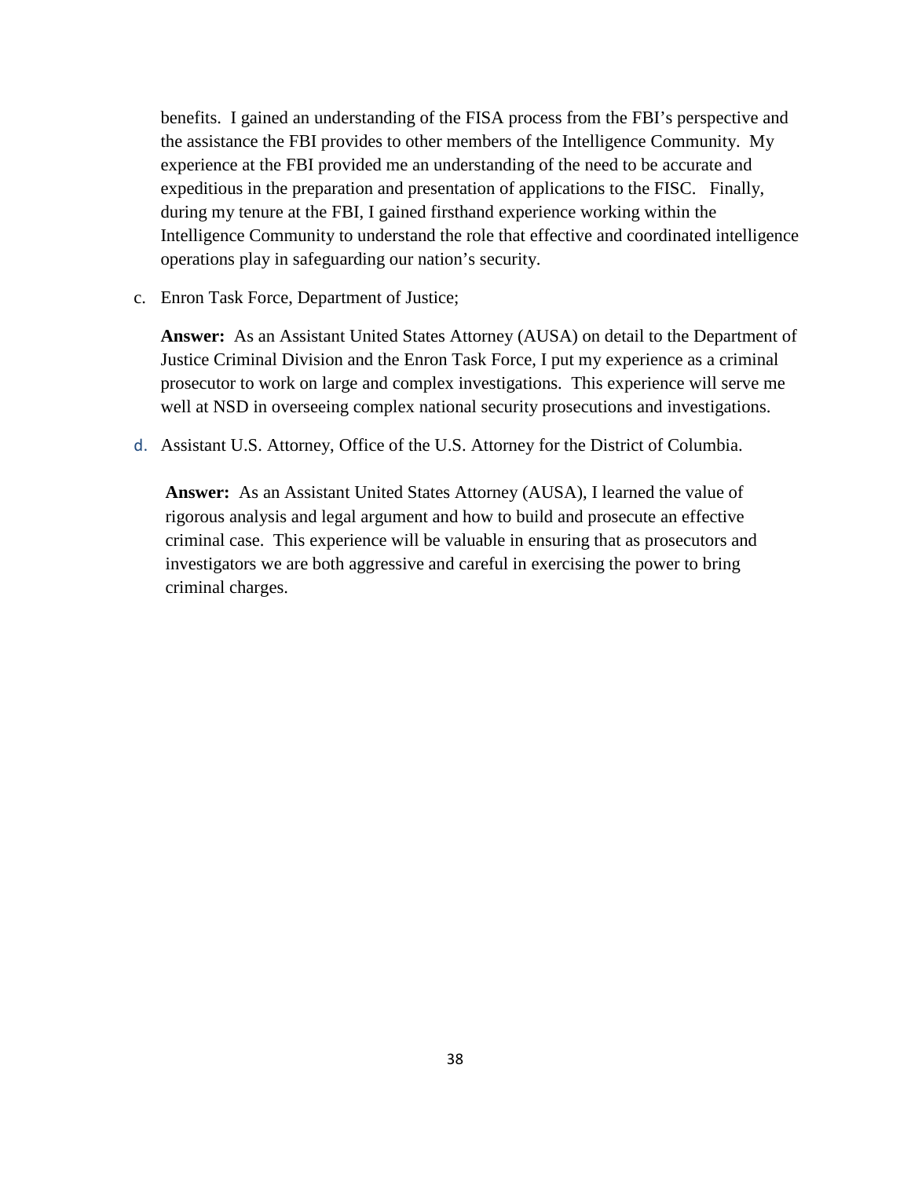benefits. I gained an understanding of the FISA process from the FBI's perspective and the assistance the FBI provides to other members of the Intelligence Community. My experience at the FBI provided me an understanding of the need to be accurate and expeditious in the preparation and presentation of applications to the FISC. Finally, during my tenure at the FBI, I gained firsthand experience working within the Intelligence Community to understand the role that effective and coordinated intelligence operations play in safeguarding our nation's security.

c. Enron Task Force, Department of Justice;

   **Answer:** As an Assistant United States Attorney (AUSA) on detail to the Department of Justice Criminal Division and the Enron Task Force, I put my experience as a criminal prosecutor to work on large and complex investigations. This experience will serve me well at NSD in overseeing complex national security prosecutions and investigations.

d. Assistant U.S. Attorney, Office of the U.S. Attorney for the District of Columbia.

   **Answer:** As an Assistant United States Attorney (AUSA), I learned the value of rigorous analysis and legal argument and how to build and prosecute an effective criminal case. This experience will be valuable in ensuring that as prosecutors and investigators we are both aggressive and careful in exercising the power to bring criminal charges.